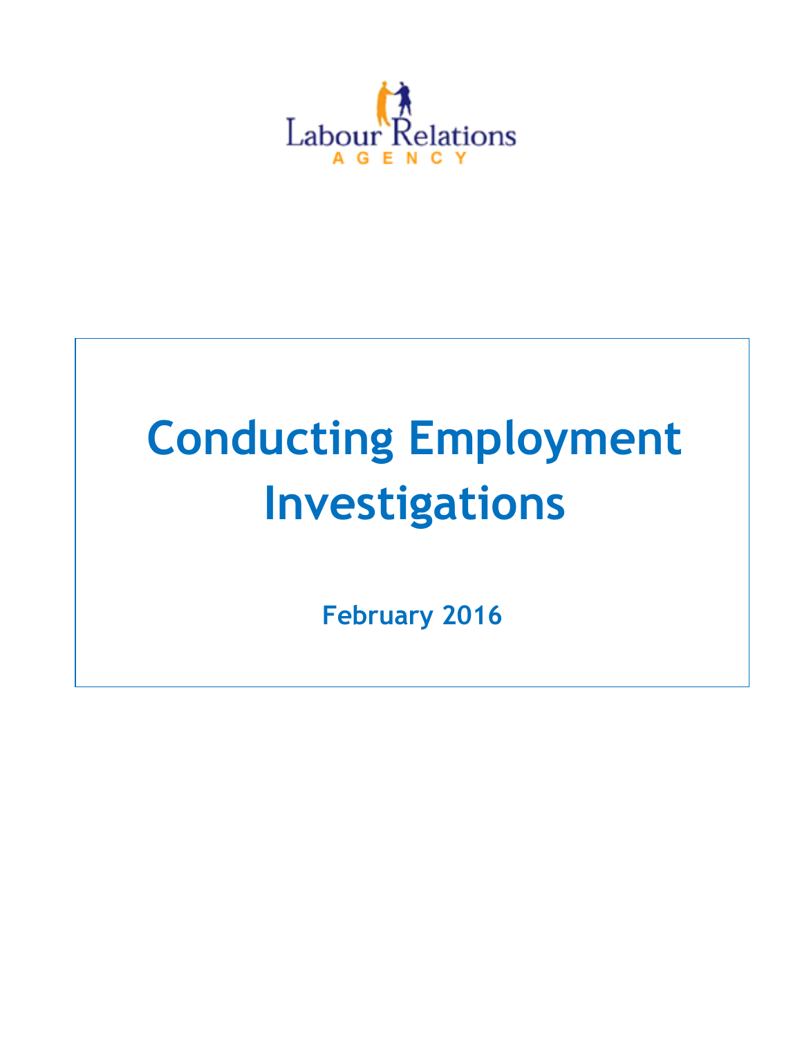Labour Relations AGENCY

# Conducting Employment Investigations

**February 2016**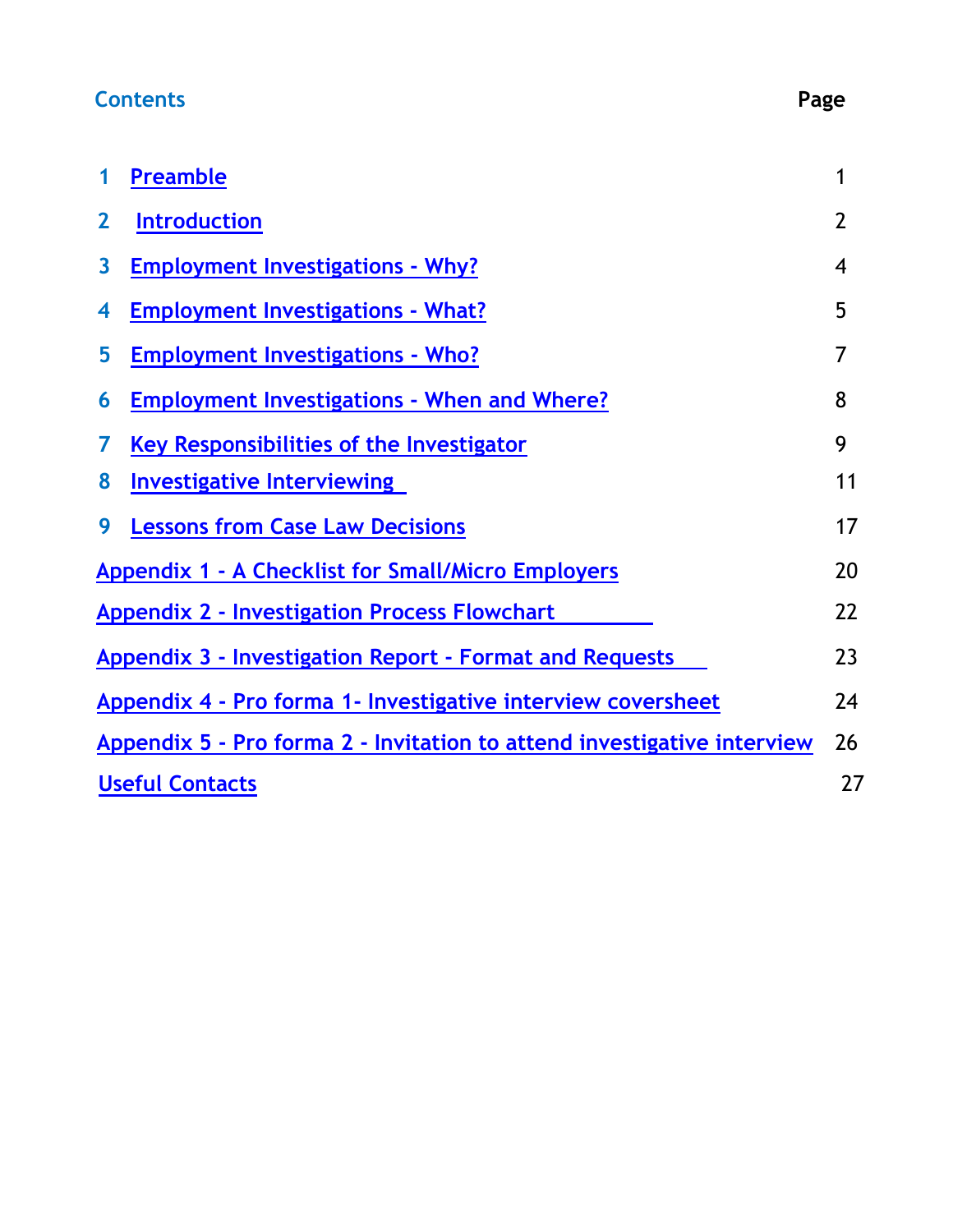## Contents

| | | Page |
|---|---|---|
| 1 | Preamble | 1 |
| 2 | Introduction | 2 |
| 3 | Employment Investigations - Why? | 4 |
| 4 | Employment Investigations - What? | 5 |
| 5 | Employment Investigations - Who? | 7 |
| 6 | Employment Investigations - When and Where? | 8 |
| 7 | Key Responsibilities of the Investigator | 9 |
| 8 | Investigative Interviewing | 11 |
| 9 | Lessons from Case Law Decisions | 17 |
| | Appendix 1 - A Checklist for Small/Micro Employers | 20 |
| | Appendix 2 - Investigation Process Flowchart | 22 |
| | Appendix 3 - Investigation Report - Format and Requests | 23 |
| | Appendix 4 - Pro forma 1- Investigative interview coversheet | 24 |
| | Appendix 5 - Pro forma 2 - Invitation to attend investigative interview | 26 |
| | Useful Contacts | 27 |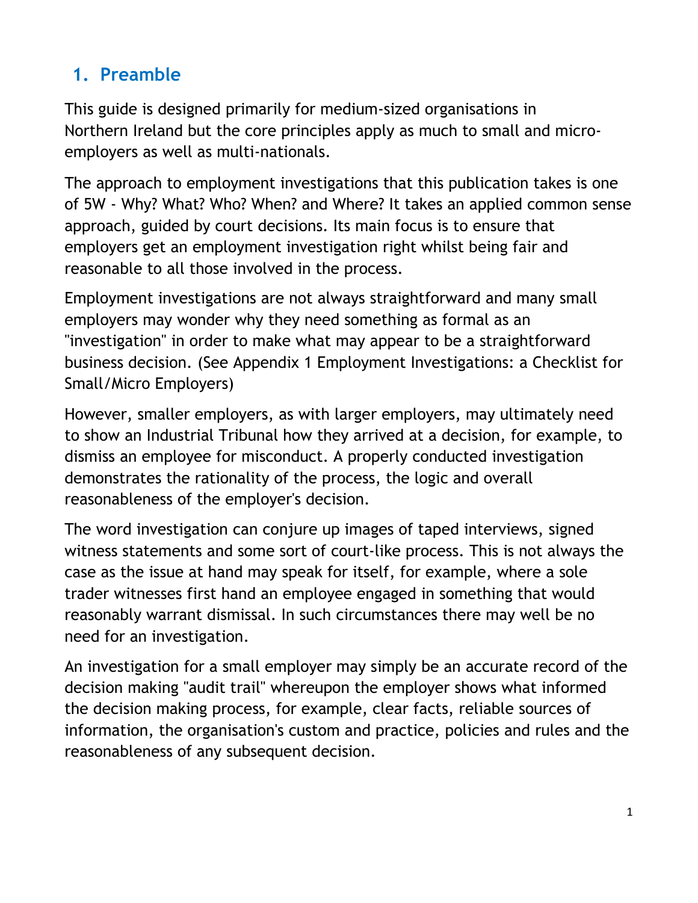## 1. Preamble

This guide is designed primarily for medium-sized organisations in Northern Ireland but the core principles apply as much to small and micro-employers as well as multi-nationals.

The approach to employment investigations that this publication takes is one of 5W - Why? What? Who? When? and Where? It takes an applied common sense approach, guided by court decisions. Its main focus is to ensure that employers get an employment investigation right whilst being fair and reasonable to all those involved in the process.

Employment investigations are not always straightforward and many small employers may wonder why they need something as formal as an "investigation" in order to make what may appear to be a straightforward business decision. (See Appendix 1 Employment Investigations: a Checklist for Small/Micro Employers)

However, smaller employers, as with larger employers, may ultimately need to show an Industrial Tribunal how they arrived at a decision, for example, to dismiss an employee for misconduct. A properly conducted investigation demonstrates the rationality of the process, the logic and overall reasonableness of the employer's decision.

The word investigation can conjure up images of taped interviews, signed witness statements and some sort of court-like process. This is not always the case as the issue at hand may speak for itself, for example, where a sole trader witnesses first hand an employee engaged in something that would reasonably warrant dismissal. In such circumstances there may well be no need for an investigation.

An investigation for a small employer may simply be an accurate record of the decision making "audit trail" whereupon the employer shows what informed the decision making process, for example, clear facts, reliable sources of information, the organisation's custom and practice, policies and rules and the reasonableness of any subsequent decision.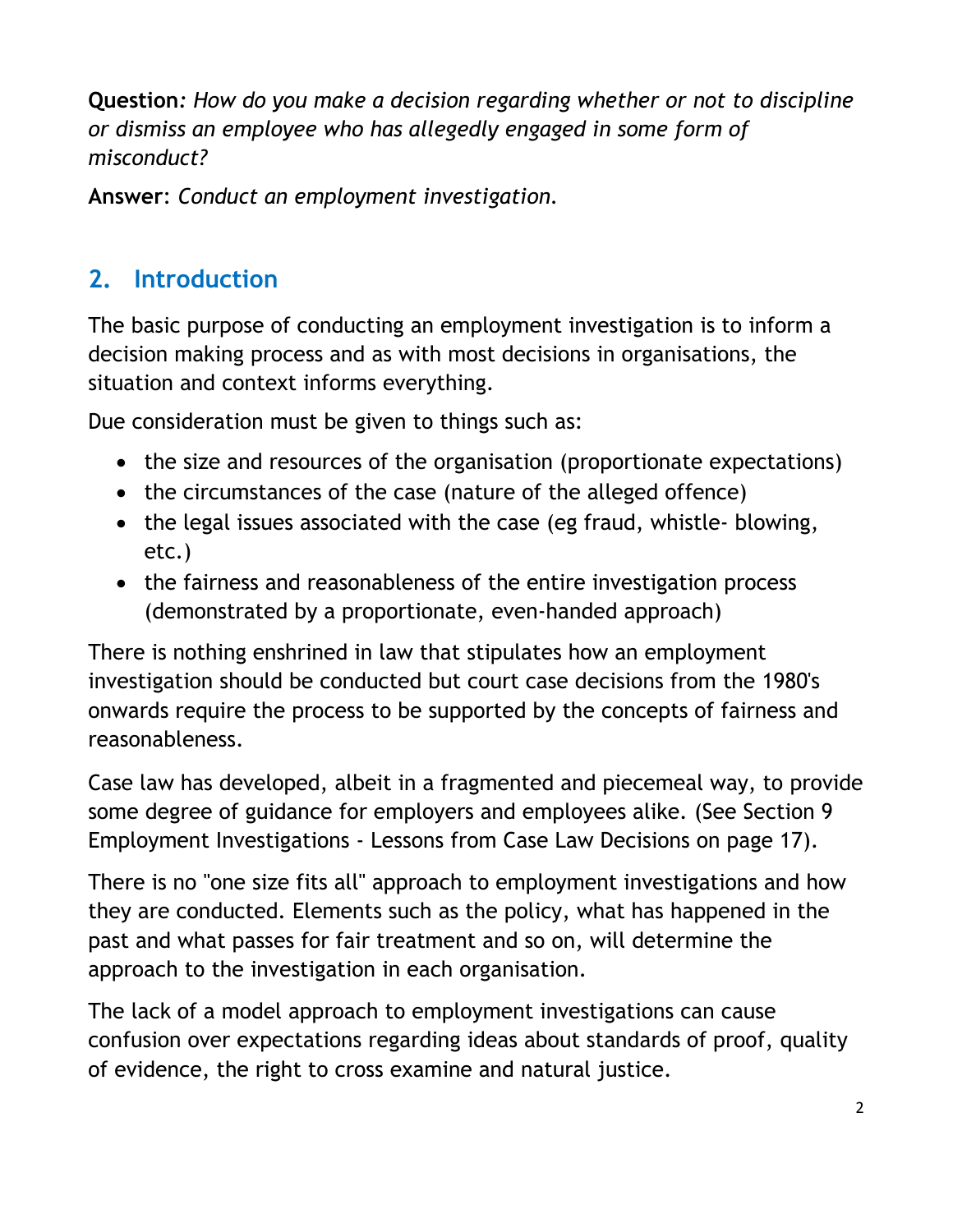**Question**: *How do you make a decision regarding whether or not to discipline or dismiss an employee who has allegedly engaged in some form of misconduct?*

**Answer**: *Conduct an employment investigation.*

## 2. Introduction

The basic purpose of conducting an employment investigation is to inform a decision making process and as with most decisions in organisations, the situation and context informs everything.

Due consideration must be given to things such as:

- the size and resources of the organisation (proportionate expectations)
- the circumstances of the case (nature of the alleged offence)
- the legal issues associated with the case (eg fraud, whistle- blowing, etc.)
- the fairness and reasonableness of the entire investigation process (demonstrated by a proportionate, even-handed approach)

There is nothing enshrined in law that stipulates how an employment investigation should be conducted but court case decisions from the 1980's onwards require the process to be supported by the concepts of fairness and reasonableness.

Case law has developed, albeit in a fragmented and piecemeal way, to provide some degree of guidance for employers and employees alike. (See Section 9 Employment Investigations - Lessons from Case Law Decisions on page 17).

There is no "one size fits all" approach to employment investigations and how they are conducted. Elements such as the policy, what has happened in the past and what passes for fair treatment and so on, will determine the approach to the investigation in each organisation.

The lack of a model approach to employment investigations can cause confusion over expectations regarding ideas about standards of proof, quality of evidence, the right to cross examine and natural justice.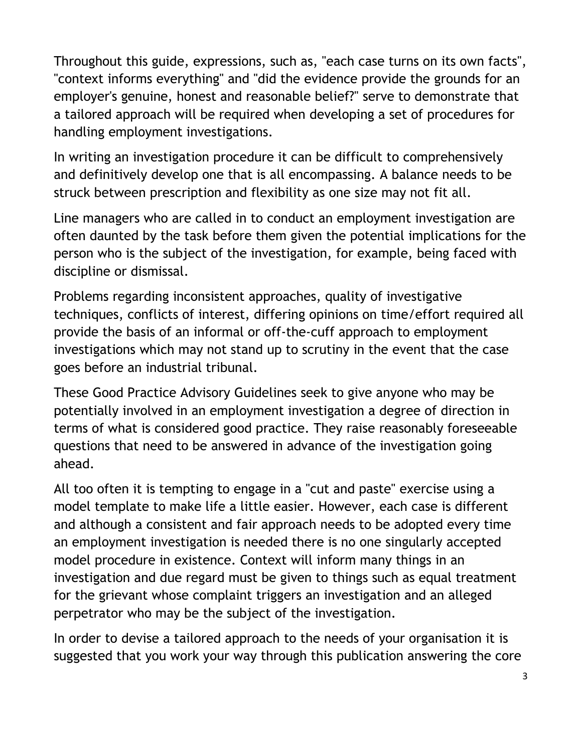Throughout this guide, expressions, such as, "each case turns on its own facts", "context informs everything" and "did the evidence provide the grounds for an employer's genuine, honest and reasonable belief?" serve to demonstrate that a tailored approach will be required when developing a set of procedures for handling employment investigations.

In writing an investigation procedure it can be difficult to comprehensively and definitively develop one that is all encompassing. A balance needs to be struck between prescription and flexibility as one size may not fit all.

Line managers who are called in to conduct an employment investigation are often daunted by the task before them given the potential implications for the person who is the subject of the investigation, for example, being faced with discipline or dismissal.

Problems regarding inconsistent approaches, quality of investigative techniques, conflicts of interest, differing opinions on time/effort required all provide the basis of an informal or off-the-cuff approach to employment investigations which may not stand up to scrutiny in the event that the case goes before an industrial tribunal.

These Good Practice Advisory Guidelines seek to give anyone who may be potentially involved in an employment investigation a degree of direction in terms of what is considered good practice. They raise reasonably foreseeable questions that need to be answered in advance of the investigation going ahead.

All too often it is tempting to engage in a "cut and paste" exercise using a model template to make life a little easier. However, each case is different and although a consistent and fair approach needs to be adopted every time an employment investigation is needed there is no one singularly accepted model procedure in existence. Context will inform many things in an investigation and due regard must be given to things such as equal treatment for the grievant whose complaint triggers an investigation and an alleged perpetrator who may be the subject of the investigation.

In order to devise a tailored approach to the needs of your organisation it is suggested that you work your way through this publication answering the core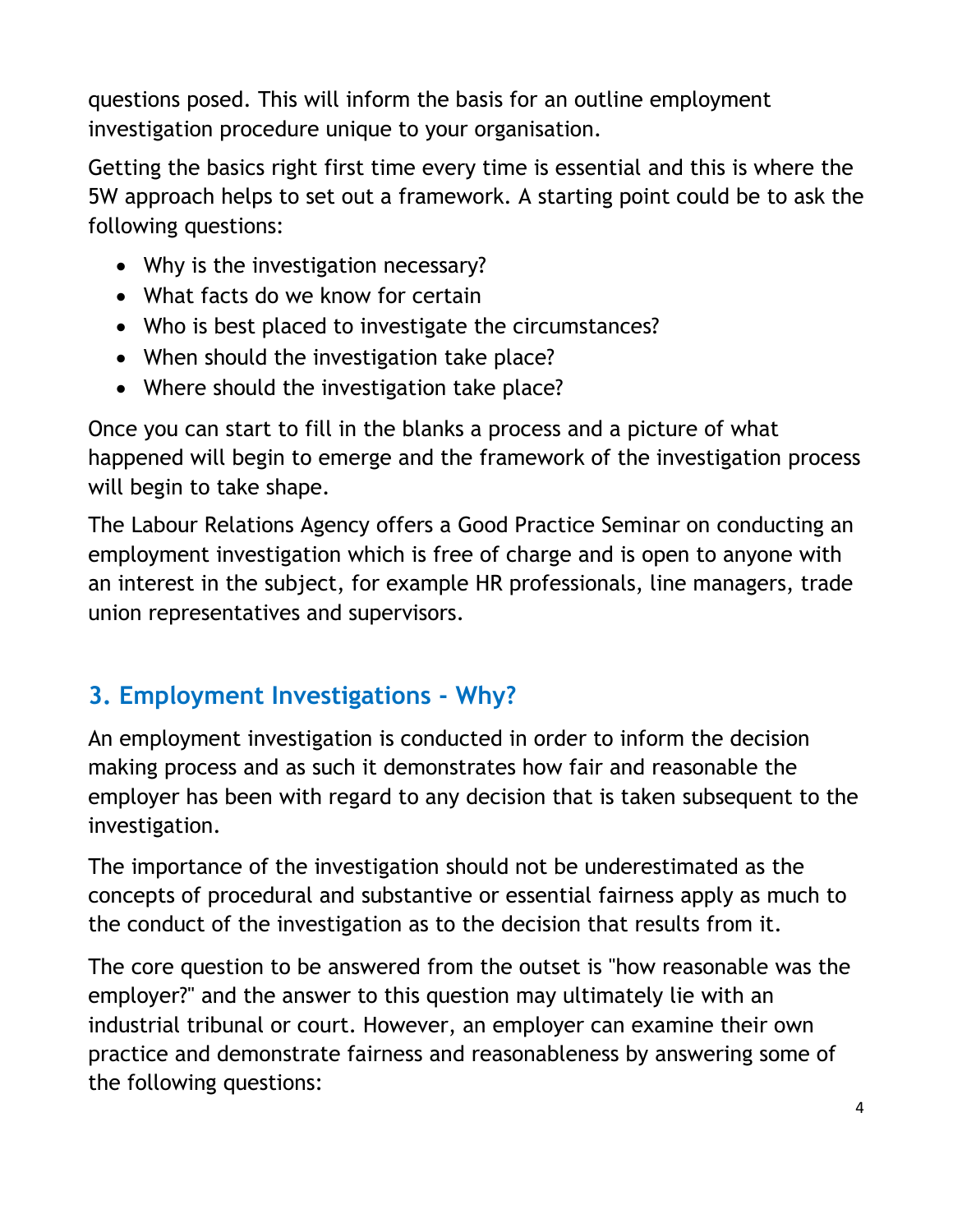questions posed. This will inform the basis for an outline employment investigation procedure unique to your organisation.

Getting the basics right first time every time is essential and this is where the 5W approach helps to set out a framework. A starting point could be to ask the following questions:

- Why is the investigation necessary?
- What facts do we know for certain
- Who is best placed to investigate the circumstances?
- When should the investigation take place?
- Where should the investigation take place?

Once you can start to fill in the blanks a process and a picture of what happened will begin to emerge and the framework of the investigation process will begin to take shape.

The Labour Relations Agency offers a Good Practice Seminar on conducting an employment investigation which is free of charge and is open to anyone with an interest in the subject, for example HR professionals, line managers, trade union representatives and supervisors.

## 3. Employment Investigations - Why?

An employment investigation is conducted in order to inform the decision making process and as such it demonstrates how fair and reasonable the employer has been with regard to any decision that is taken subsequent to the investigation.

The importance of the investigation should not be underestimated as the concepts of procedural and substantive or essential fairness apply as much to the conduct of the investigation as to the decision that results from it.

The core question to be answered from the outset is "how reasonable was the employer?" and the answer to this question may ultimately lie with an industrial tribunal or court. However, an employer can examine their own practice and demonstrate fairness and reasonableness by answering some of the following questions: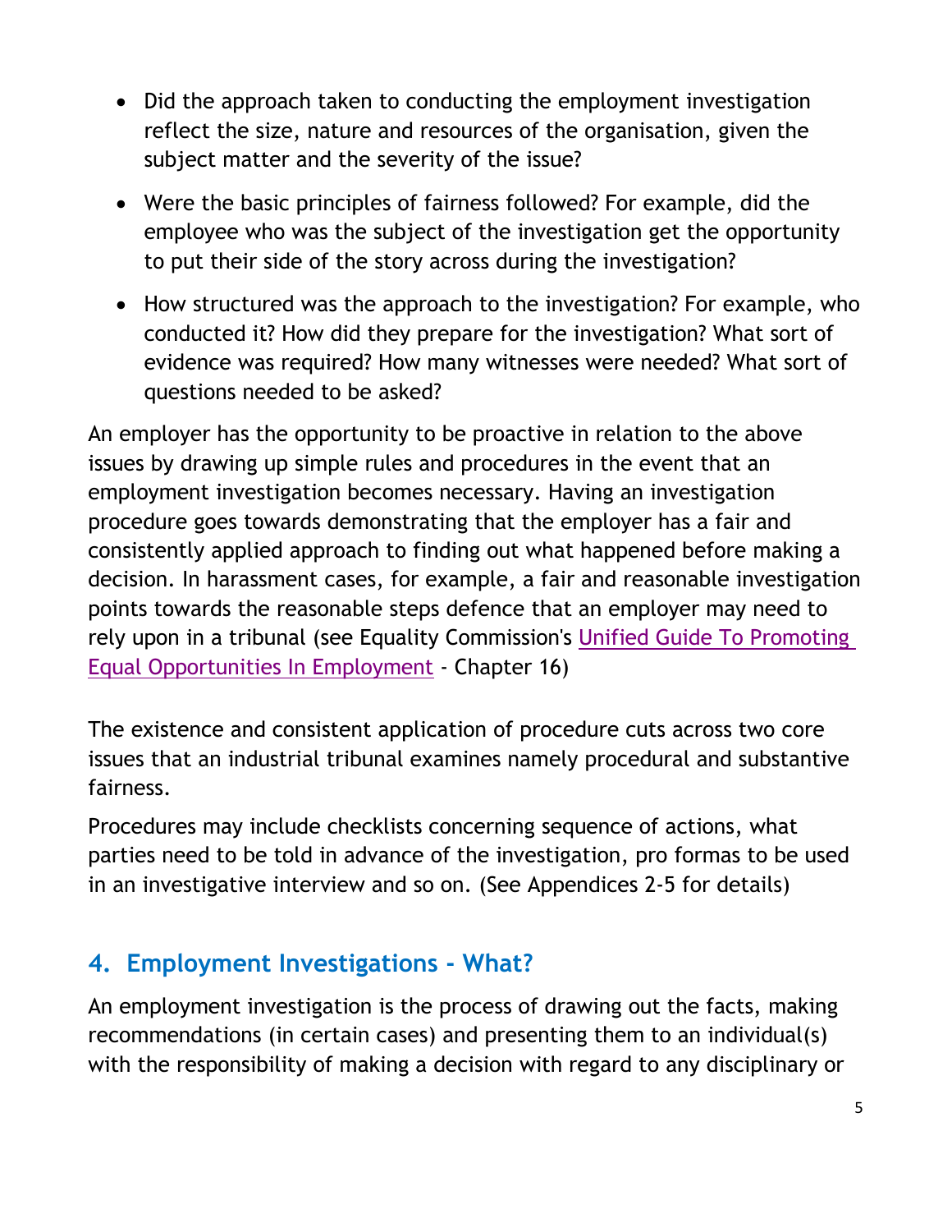- Did the approach taken to conducting the employment investigation reflect the size, nature and resources of the organisation, given the subject matter and the severity of the issue?
- Were the basic principles of fairness followed? For example, did the employee who was the subject of the investigation get the opportunity to put their side of the story across during the investigation?
- How structured was the approach to the investigation? For example, who conducted it? How did they prepare for the investigation? What sort of evidence was required? How many witnesses were needed? What sort of questions needed to be asked?

An employer has the opportunity to be proactive in relation to the above issues by drawing up simple rules and procedures in the event that an employment investigation becomes necessary. Having an investigation procedure goes towards demonstrating that the employer has a fair and consistently applied approach to finding out what happened before making a decision. In harassment cases, for example, a fair and reasonable investigation points towards the reasonable steps defence that an employer may need to rely upon in a tribunal (see Equality Commission's Unified Guide To Promoting Equal Opportunities In Employment - Chapter 16)

The existence and consistent application of procedure cuts across two core issues that an industrial tribunal examines namely procedural and substantive fairness.

Procedures may include checklists concerning sequence of actions, what parties need to be told in advance of the investigation, pro formas to be used in an investigative interview and so on. (See Appendices 2-5 for details)

## 4. Employment Investigations - What?

An employment investigation is the process of drawing out the facts, making recommendations (in certain cases) and presenting them to an individual(s) with the responsibility of making a decision with regard to any disciplinary or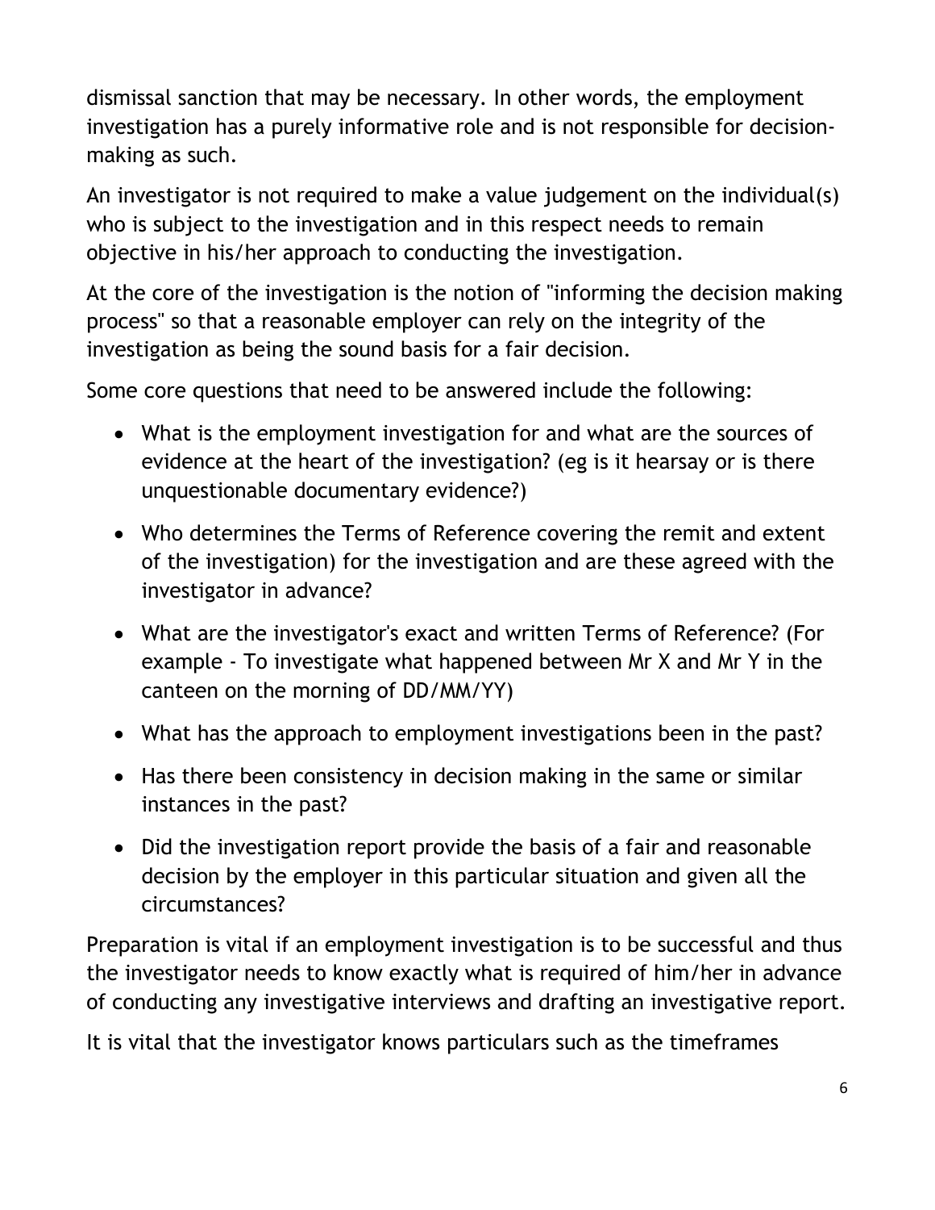dismissal sanction that may be necessary. In other words, the employment investigation has a purely informative role and is not responsible for decision-making as such.

An investigator is not required to make a value judgement on the individual(s) who is subject to the investigation and in this respect needs to remain objective in his/her approach to conducting the investigation.

At the core of the investigation is the notion of "informing the decision making process" so that a reasonable employer can rely on the integrity of the investigation as being the sound basis for a fair decision.

Some core questions that need to be answered include the following:

- What is the employment investigation for and what are the sources of evidence at the heart of the investigation? (eg is it hearsay or is there unquestionable documentary evidence?)
- Who determines the Terms of Reference covering the remit and extent of the investigation) for the investigation and are these agreed with the investigator in advance?
- What are the investigator's exact and written Terms of Reference? (For example - To investigate what happened between Mr X and Mr Y in the canteen on the morning of DD/MM/YY)
- What has the approach to employment investigations been in the past?
- Has there been consistency in decision making in the same or similar instances in the past?
- Did the investigation report provide the basis of a fair and reasonable decision by the employer in this particular situation and given all the circumstances?

Preparation is vital if an employment investigation is to be successful and thus the investigator needs to know exactly what is required of him/her in advance of conducting any investigative interviews and drafting an investigative report.

It is vital that the investigator knows particulars such as the timeframes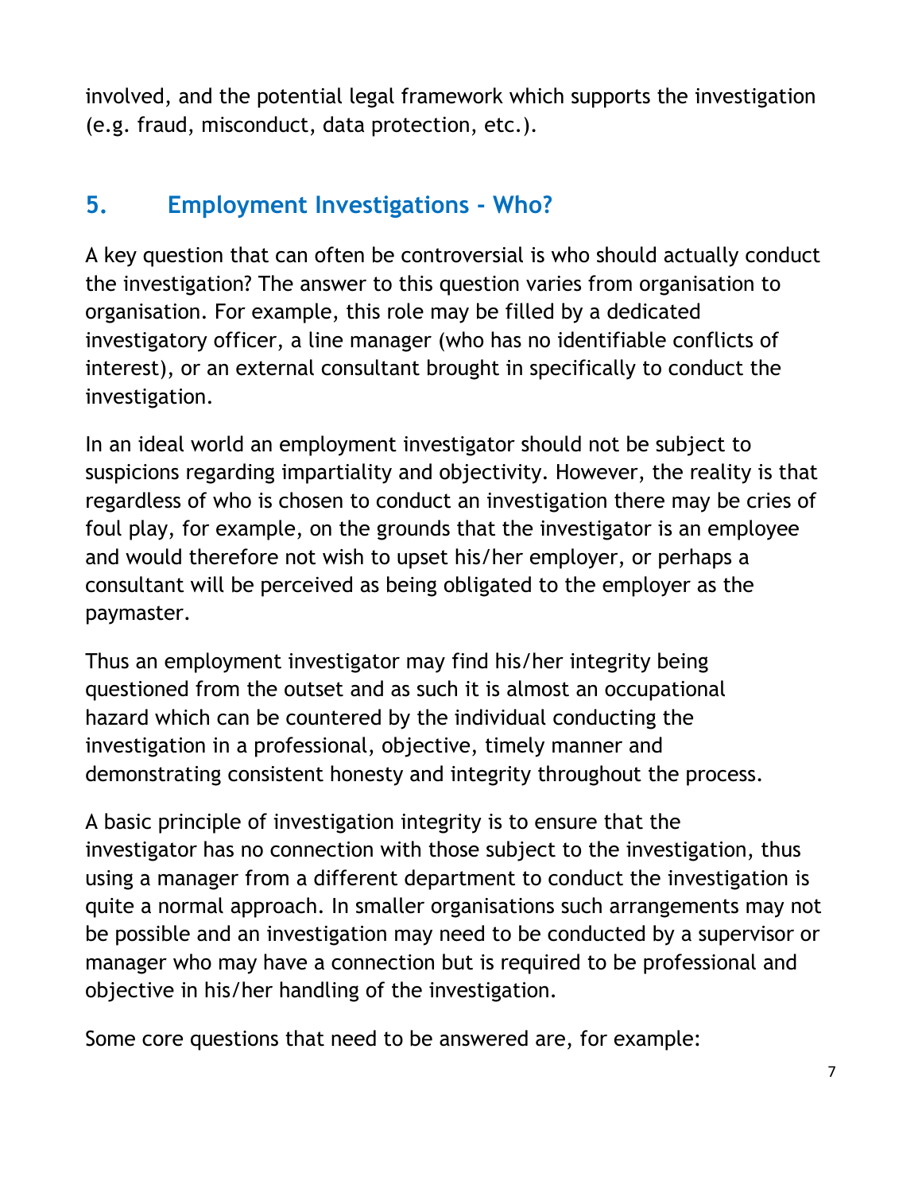involved, and the potential legal framework which supports the investigation (e.g. fraud, misconduct, data protection, etc.).

## 5. Employment Investigations - Who?

A key question that can often be controversial is who should actually conduct the investigation? The answer to this question varies from organisation to organisation. For example, this role may be filled by a dedicated investigatory officer, a line manager (who has no identifiable conflicts of interest), or an external consultant brought in specifically to conduct the investigation.

In an ideal world an employment investigator should not be subject to suspicions regarding impartiality and objectivity. However, the reality is that regardless of who is chosen to conduct an investigation there may be cries of foul play, for example, on the grounds that the investigator is an employee and would therefore not wish to upset his/her employer, or perhaps a consultant will be perceived as being obligated to the employer as the paymaster.

Thus an employment investigator may find his/her integrity being questioned from the outset and as such it is almost an occupational hazard which can be countered by the individual conducting the investigation in a professional, objective, timely manner and demonstrating consistent honesty and integrity throughout the process.

A basic principle of investigation integrity is to ensure that the investigator has no connection with those subject to the investigation, thus using a manager from a different department to conduct the investigation is quite a normal approach. In smaller organisations such arrangements may not be possible and an investigation may need to be conducted by a supervisor or manager who may have a connection but is required to be professional and objective in his/her handling of the investigation.

Some core questions that need to be answered are, for example: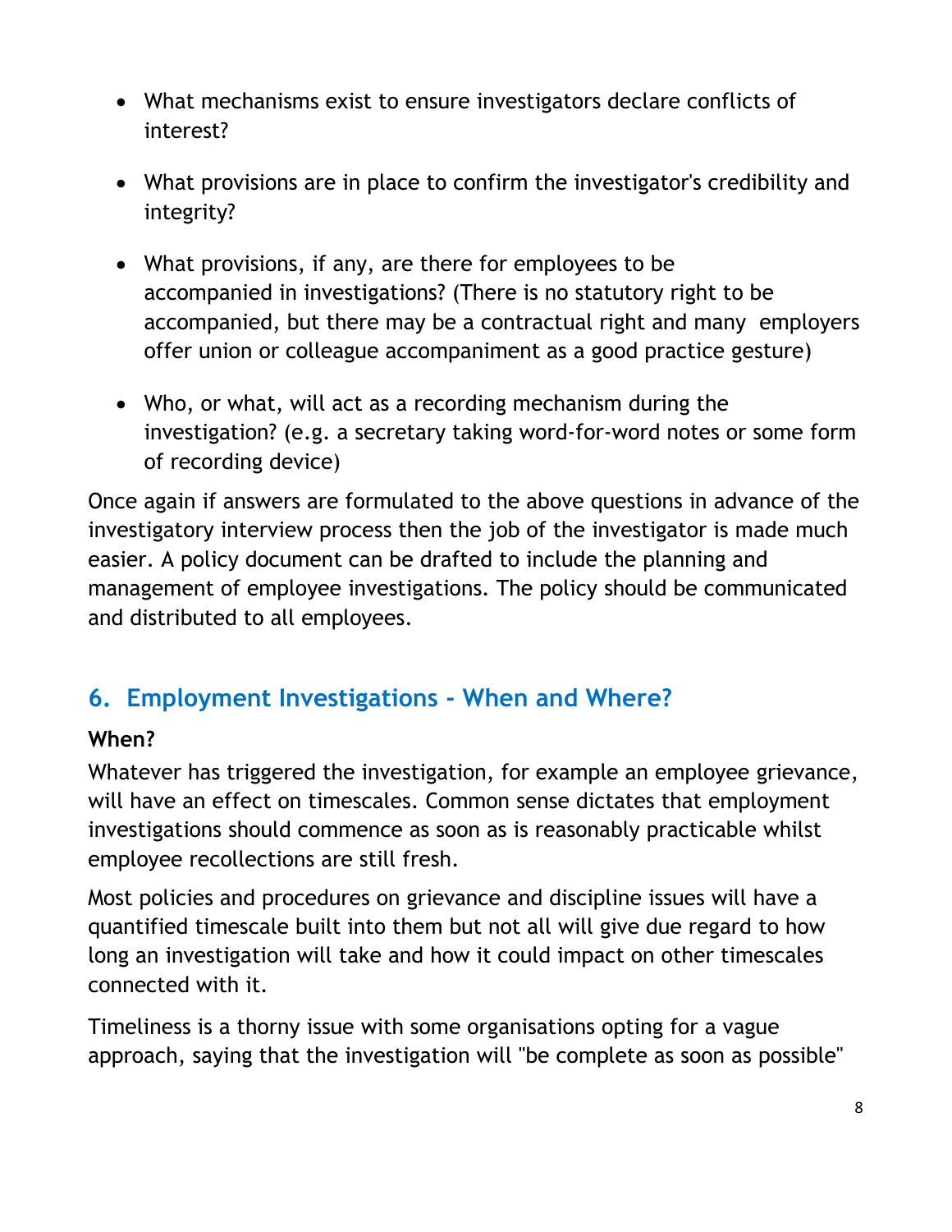- What mechanisms exist to ensure investigators declare conflicts of interest?

- What provisions are in place to confirm the investigator's credibility and integrity?

- What provisions, if any, are there for employees to be accompanied in investigations? (There is no statutory right to be accompanied, but there may be a contractual right and many employers offer union or colleague accompaniment as a good practice gesture)

- Who, or what, will act as a recording mechanism during the investigation? (e.g. a secretary taking word-for-word notes or some form of recording device)

Once again if answers are formulated to the above questions in advance of the investigatory interview process then the job of the investigator is made much easier. A policy document can be drafted to include the planning and management of employee investigations. The policy should be communicated and distributed to all employees.

## 6. Employment Investigations - When and Where?

**When?**

Whatever has triggered the investigation, for example an employee grievance, will have an effect on timescales. Common sense dictates that employment investigations should commence as soon as is reasonably practicable whilst employee recollections are still fresh.

Most policies and procedures on grievance and discipline issues will have a quantified timescale built into them but not all will give due regard to how long an investigation will take and how it could impact on other timescales connected with it.

Timeliness is a thorny issue with some organisations opting for a vague approach, saying that the investigation will "be complete as soon as possible"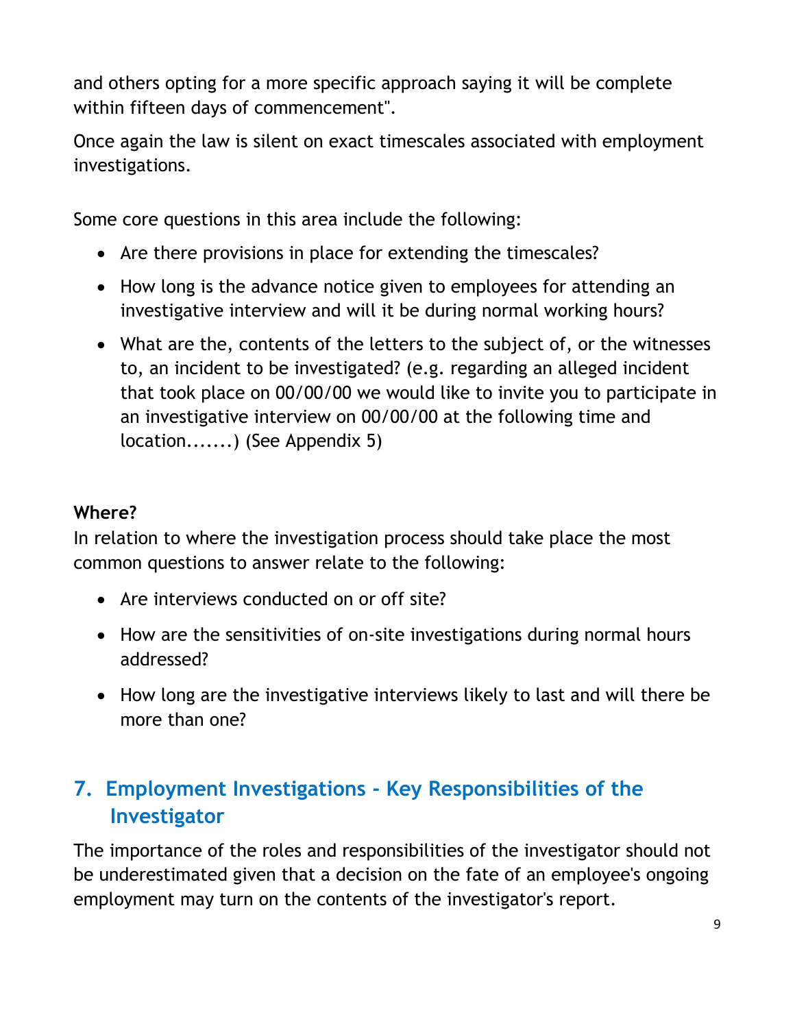and others opting for a more specific approach saying it will be complete within fifteen days of commencement".

Once again the law is silent on exact timescales associated with employment investigations.

Some core questions in this area include the following:

- Are there provisions in place for extending the timescales?
- How long is the advance notice given to employees for attending an investigative interview and will it be during normal working hours?
- What are the, contents of the letters to the subject of, or the witnesses to, an incident to be investigated? (e.g. regarding an alleged incident that took place on 00/00/00 we would like to invite you to participate in an investigative interview on 00/00/00 at the following time and location.......) (See Appendix 5)

**Where?**
In relation to where the investigation process should take place the most common questions to answer relate to the following:

- Are interviews conducted on or off site?
- How are the sensitivities of on-site investigations during normal hours addressed?
- How long are the investigative interviews likely to last and will there be more than one?

## 7. Employment Investigations - Key Responsibilities of the Investigator

The importance of the roles and responsibilities of the investigator should not be underestimated given that a decision on the fate of an employee's ongoing employment may turn on the contents of the investigator's report.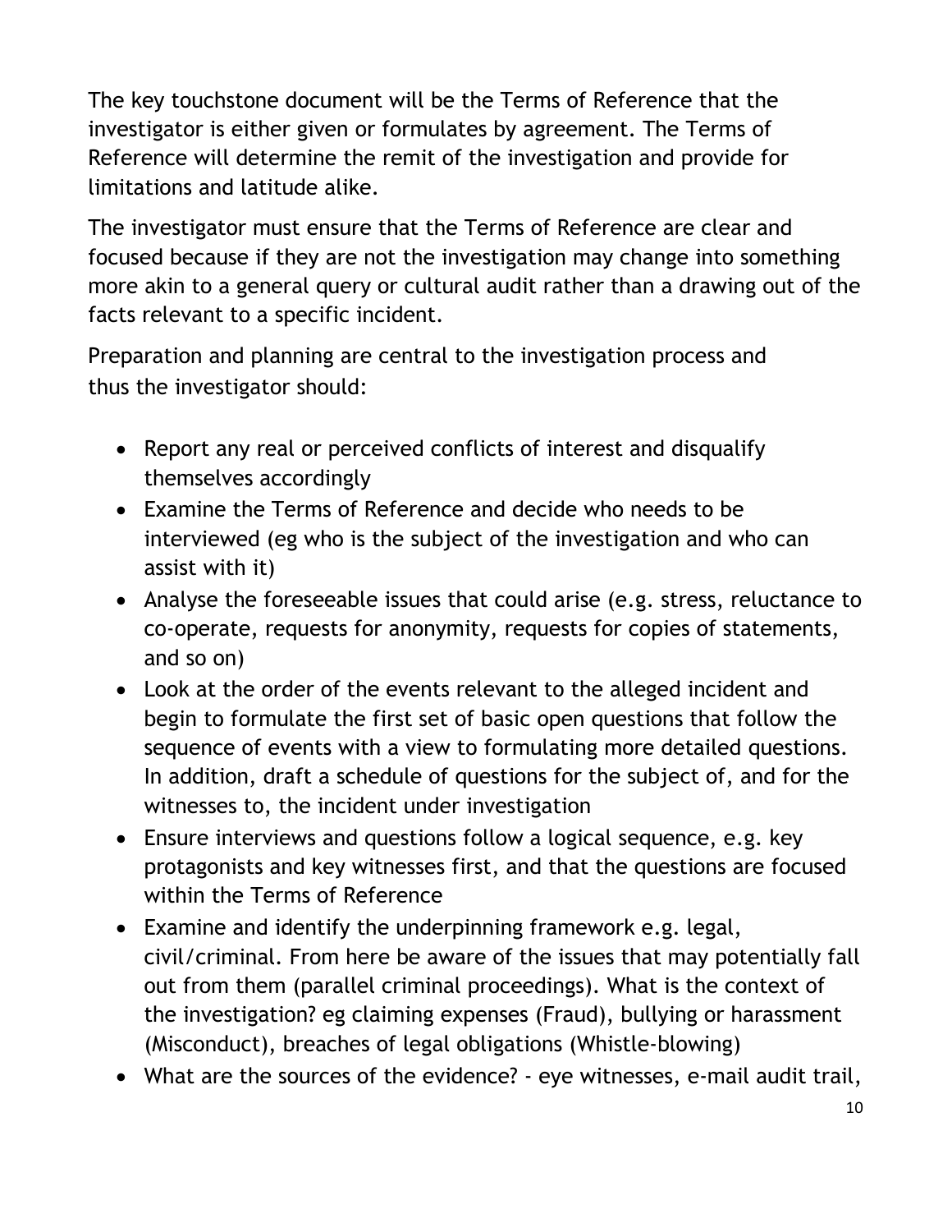The key touchstone document will be the Terms of Reference that the investigator is either given or formulates by agreement. The Terms of Reference will determine the remit of the investigation and provide for limitations and latitude alike.

The investigator must ensure that the Terms of Reference are clear and focused because if they are not the investigation may change into something more akin to a general query or cultural audit rather than a drawing out of the facts relevant to a specific incident.

Preparation and planning are central to the investigation process and thus the investigator should:

- Report any real or perceived conflicts of interest and disqualify themselves accordingly
- Examine the Terms of Reference and decide who needs to be interviewed (eg who is the subject of the investigation and who can assist with it)
- Analyse the foreseeable issues that could arise (e.g. stress, reluctance to co-operate, requests for anonymity, requests for copies of statements, and so on)
- Look at the order of the events relevant to the alleged incident and begin to formulate the first set of basic open questions that follow the sequence of events with a view to formulating more detailed questions. In addition, draft a schedule of questions for the subject of, and for the witnesses to, the incident under investigation
- Ensure interviews and questions follow a logical sequence, e.g. key protagonists and key witnesses first, and that the questions are focused within the Terms of Reference
- Examine and identify the underpinning framework e.g. legal, civil/criminal. From here be aware of the issues that may potentially fall out from them (parallel criminal proceedings). What is the context of the investigation? eg claiming expenses (Fraud), bullying or harassment (Misconduct), breaches of legal obligations (Whistle-blowing)
- What are the sources of the evidence? - eye witnesses, e-mail audit trail,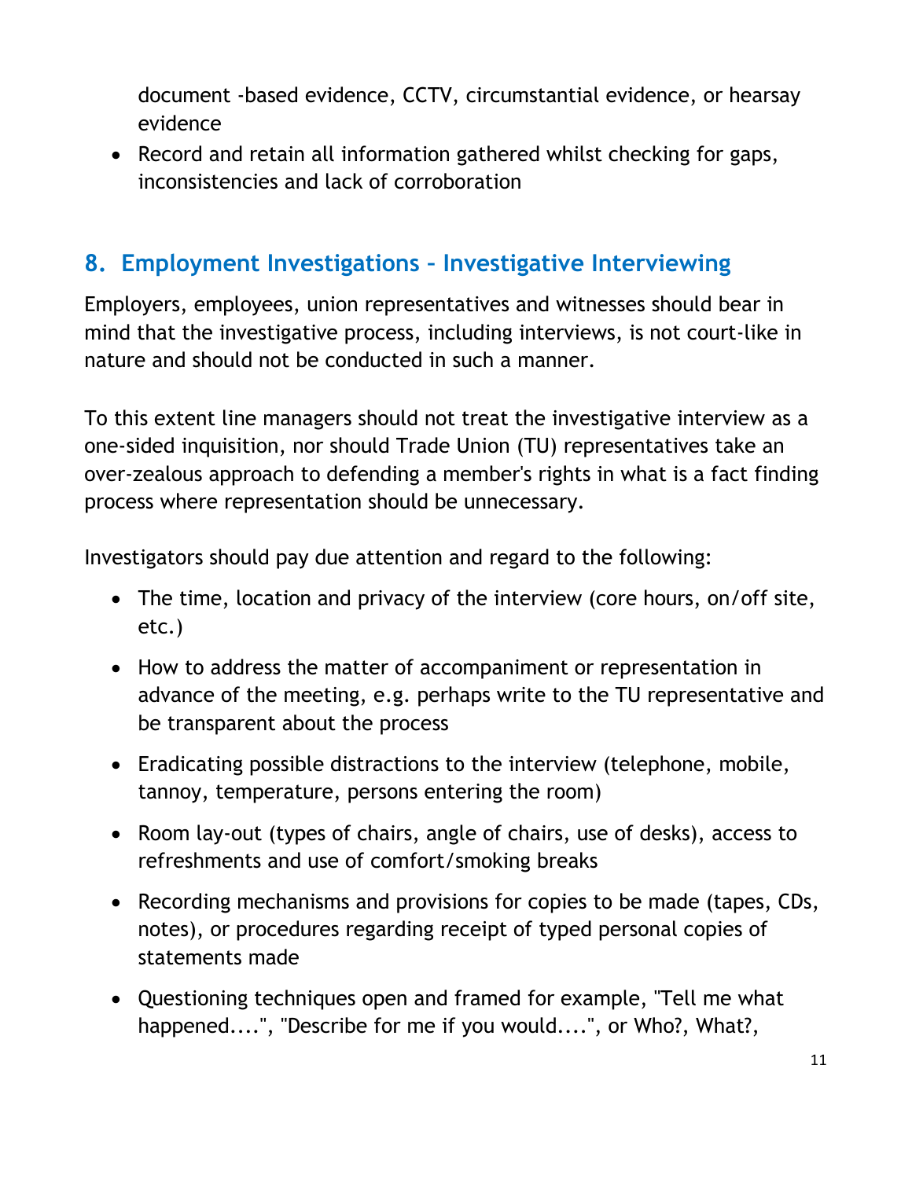document -based evidence, CCTV, circumstantial evidence, or hearsay evidence

- Record and retain all information gathered whilst checking for gaps, inconsistencies and lack of corroboration

## 8. Employment Investigations – Investigative Interviewing

Employers, employees, union representatives and witnesses should bear in mind that the investigative process, including interviews, is not court-like in nature and should not be conducted in such a manner.

To this extent line managers should not treat the investigative interview as a one-sided inquisition, nor should Trade Union (TU) representatives take an over-zealous approach to defending a member's rights in what is a fact finding process where representation should be unnecessary.

Investigators should pay due attention and regard to the following:

- The time, location and privacy of the interview (core hours, on/off site, etc.)
- How to address the matter of accompaniment or representation in advance of the meeting, e.g. perhaps write to the TU representative and be transparent about the process
- Eradicating possible distractions to the interview (telephone, mobile, tannoy, temperature, persons entering the room)
- Room lay-out (types of chairs, angle of chairs, use of desks), access to refreshments and use of comfort/smoking breaks
- Recording mechanisms and provisions for copies to be made (tapes, CDs, notes), or procedures regarding receipt of typed personal copies of statements made
- Questioning techniques open and framed for example, "Tell me what happened....", "Describe for me if you would....", or Who?, What?,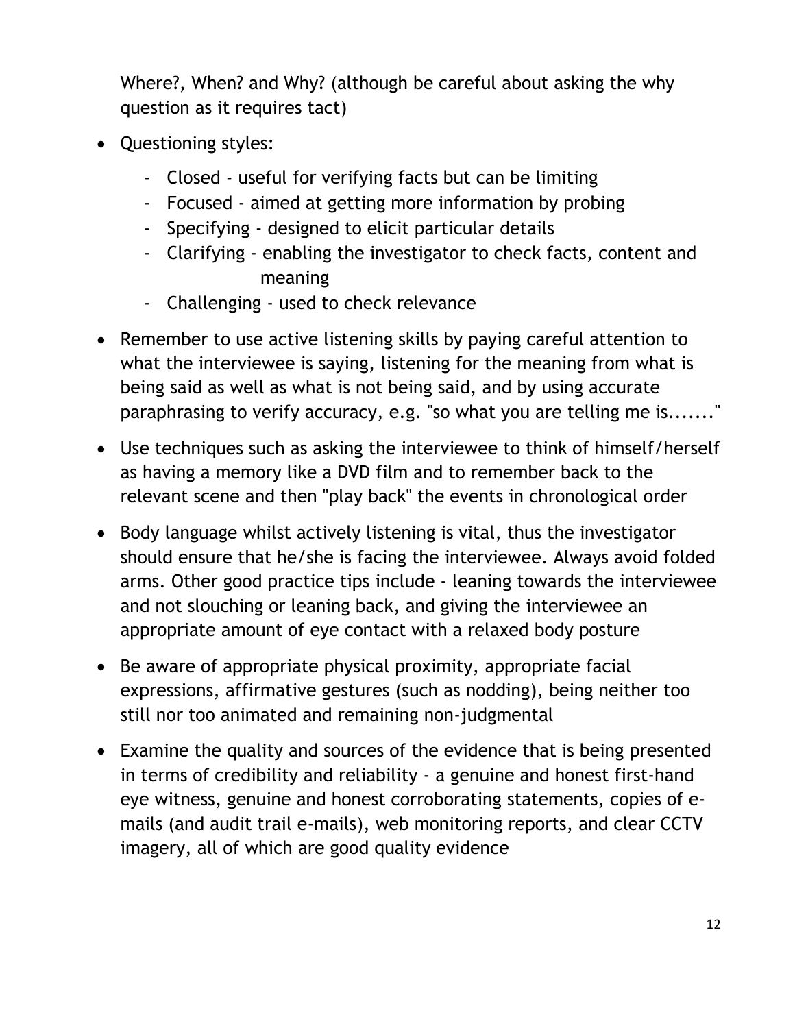Where?, When? and Why? (although be careful about asking the why question as it requires tact)

- Questioning styles:
    - Closed - useful for verifying facts but can be limiting
    - Focused - aimed at getting more information by probing
    - Specifying - designed to elicit particular details
    - Clarifying - enabling the investigator to check facts, content and meaning
    - Challenging - used to check relevance
- Remember to use active listening skills by paying careful attention to what the interviewee is saying, listening for the meaning from what is being said as well as what is not being said, and by using accurate paraphrasing to verify accuracy, e.g. "so what you are telling me is......."
- Use techniques such as asking the interviewee to think of himself/herself as having a memory like a DVD film and to remember back to the relevant scene and then "play back" the events in chronological order
- Body language whilst actively listening is vital, thus the investigator should ensure that he/she is facing the interviewee. Always avoid folded arms. Other good practice tips include - leaning towards the interviewee and not slouching or leaning back, and giving the interviewee an appropriate amount of eye contact with a relaxed body posture
- Be aware of appropriate physical proximity, appropriate facial expressions, affirmative gestures (such as nodding), being neither too still nor too animated and remaining non-judgmental
- Examine the quality and sources of the evidence that is being presented in terms of credibility and reliability - a genuine and honest first-hand eye witness, genuine and honest corroborating statements, copies of e-mails (and audit trail e-mails), web monitoring reports, and clear CCTV imagery, all of which are good quality evidence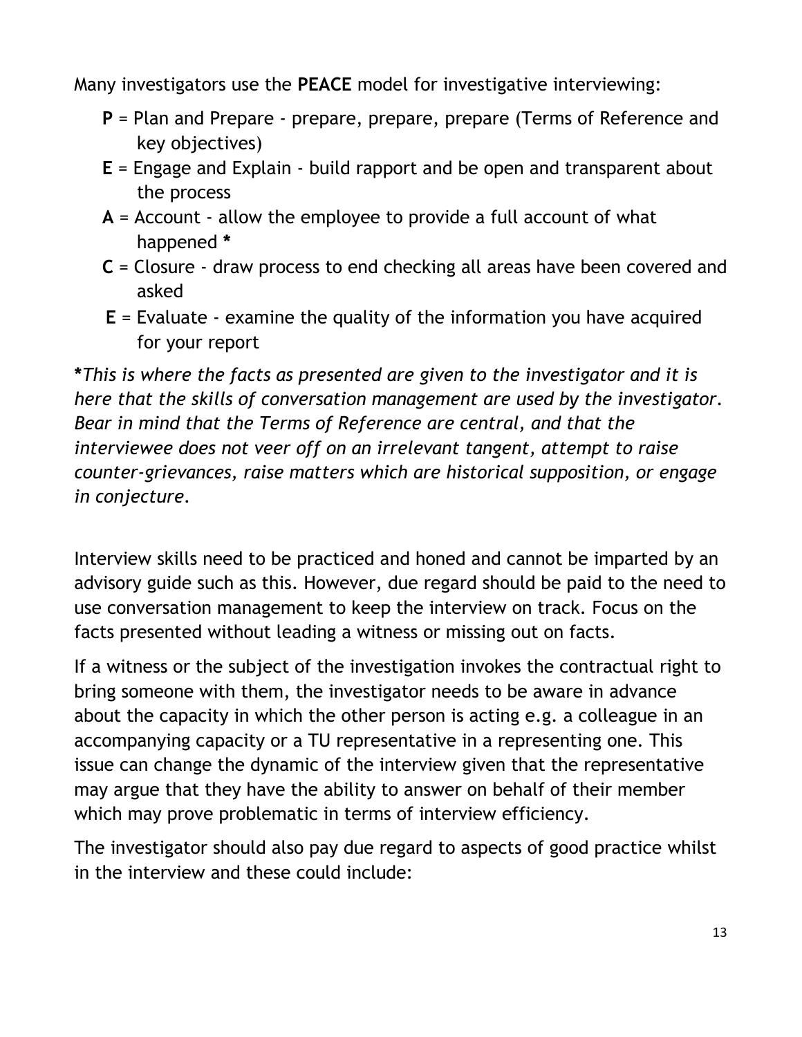Many investigators use the **PEACE** model for investigative interviewing:

- **P** = Plan and Prepare - prepare, prepare, prepare (Terms of Reference and key objectives)
- **E** = Engage and Explain - build rapport and be open and transparent about the process
- **A** = Account - allow the employee to provide a full account of what happened **\***
- **C** = Closure - draw process to end checking all areas have been covered and asked
- **E** = Evaluate - examine the quality of the information you have acquired for your report

**\***_This is where the facts as presented are given to the investigator and it is here that the skills of conversation management are used by the investigator. Bear in mind that the Terms of Reference are central, and that the interviewee does not veer off on an irrelevant tangent, attempt to raise counter-grievances, raise matters which are historical supposition, or engage in conjecture._

Interview skills need to be practiced and honed and cannot be imparted by an advisory guide such as this. However, due regard should be paid to the need to use conversation management to keep the interview on track. Focus on the facts presented without leading a witness or missing out on facts.

If a witness or the subject of the investigation invokes the contractual right to bring someone with them, the investigator needs to be aware in advance about the capacity in which the other person is acting e.g. a colleague in an accompanying capacity or a TU representative in a representing one. This issue can change the dynamic of the interview given that the representative may argue that they have the ability to answer on behalf of their member which may prove problematic in terms of interview efficiency.

The investigator should also pay due regard to aspects of good practice whilst in the interview and these could include: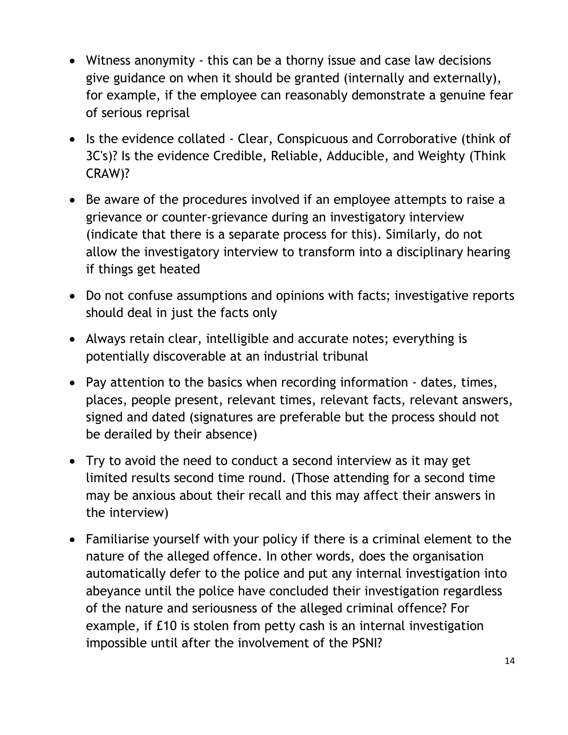- Witness anonymity - this can be a thorny issue and case law decisions give guidance on when it should be granted (internally and externally), for example, if the employee can reasonably demonstrate a genuine fear of serious reprisal
- Is the evidence collated - Clear, Conspicuous and Corroborative (think of 3C's)? Is the evidence Credible, Reliable, Adducible, and Weighty (Think CRAW)?
- Be aware of the procedures involved if an employee attempts to raise a grievance or counter-grievance during an investigatory interview (indicate that there is a separate process for this). Similarly, do not allow the investigatory interview to transform into a disciplinary hearing if things get heated
- Do not confuse assumptions and opinions with facts; investigative reports should deal in just the facts only
- Always retain clear, intelligible and accurate notes; everything is potentially discoverable at an industrial tribunal
- Pay attention to the basics when recording information - dates, times, places, people present, relevant times, relevant facts, relevant answers, signed and dated (signatures are preferable but the process should not be derailed by their absence)
- Try to avoid the need to conduct a second interview as it may get limited results second time round. (Those attending for a second time may be anxious about their recall and this may affect their answers in the interview)
- Familiarise yourself with your policy if there is a criminal element to the nature of the alleged offence. In other words, does the organisation automatically defer to the police and put any internal investigation into abeyance until the police have concluded their investigation regardless of the nature and seriousness of the alleged criminal offence? For example, if £10 is stolen from petty cash is an internal investigation impossible until after the involvement of the PSNI?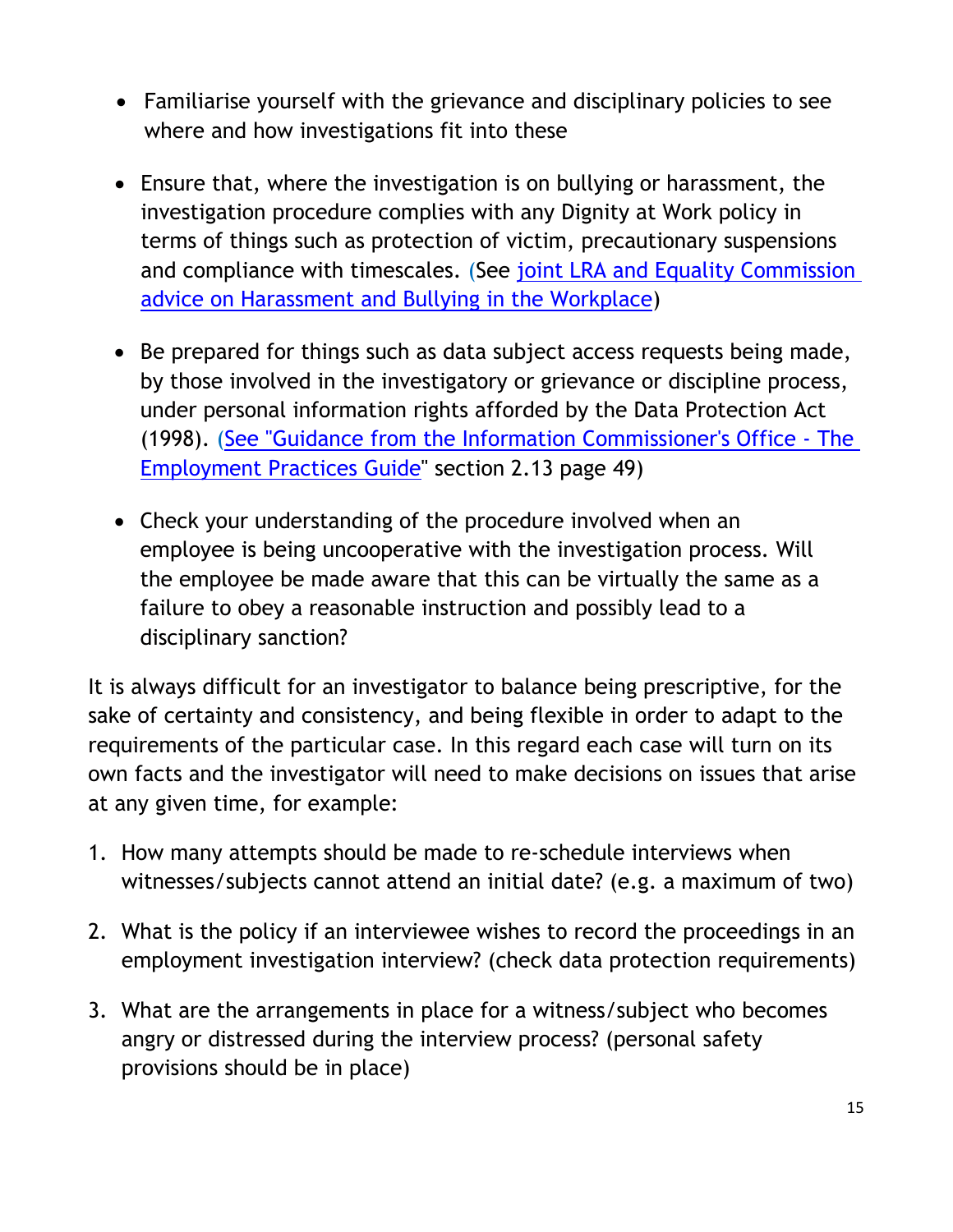- Familiarise yourself with the grievance and disciplinary policies to see where and how investigations fit into these

- Ensure that, where the investigation is on bullying or harassment, the investigation procedure complies with any Dignity at Work policy in terms of things such as protection of victim, precautionary suspensions and compliance with timescales. (See joint LRA and Equality Commission advice on Harassment and Bullying in the Workplace)

- Be prepared for things such as data subject access requests being made, by those involved in the investigatory or grievance or discipline process, under personal information rights afforded by the Data Protection Act (1998). (See "Guidance from the Information Commissioner's Office - The Employment Practices Guide" section 2.13 page 49)

- Check your understanding of the procedure involved when an employee is being uncooperative with the investigation process. Will the employee be made aware that this can be virtually the same as a failure to obey a reasonable instruction and possibly lead to a disciplinary sanction?

It is always difficult for an investigator to balance being prescriptive, for the sake of certainty and consistency, and being flexible in order to adapt to the requirements of the particular case. In this regard each case will turn on its own facts and the investigator will need to make decisions on issues that arise at any given time, for example:

1. How many attempts should be made to re-schedule interviews when witnesses/subjects cannot attend an initial date? (e.g. a maximum of two)

2. What is the policy if an interviewee wishes to record the proceedings in an employment investigation interview? (check data protection requirements)

3. What are the arrangements in place for a witness/subject who becomes angry or distressed during the interview process? (personal safety provisions should be in place)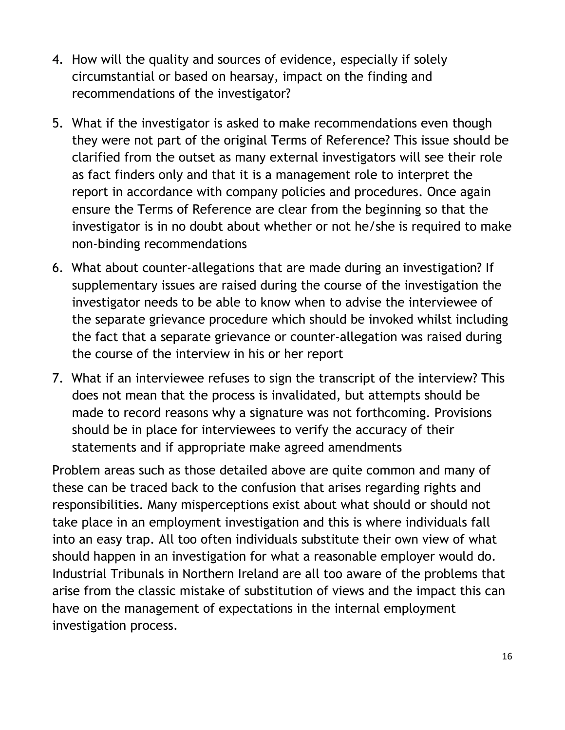4. How will the quality and sources of evidence, especially if solely circumstantial or based on hearsay, impact on the finding and recommendations of the investigator?

5. What if the investigator is asked to make recommendations even though they were not part of the original Terms of Reference? This issue should be clarified from the outset as many external investigators will see their role as fact finders only and that it is a management role to interpret the report in accordance with company policies and procedures. Once again ensure the Terms of Reference are clear from the beginning so that the investigator is in no doubt about whether or not he/she is required to make non-binding recommendations

6. What about counter-allegations that are made during an investigation? If supplementary issues are raised during the course of the investigation the investigator needs to be able to know when to advise the interviewee of the separate grievance procedure which should be invoked whilst including the fact that a separate grievance or counter-allegation was raised during the course of the interview in his or her report

7. What if an interviewee refuses to sign the transcript of the interview? This does not mean that the process is invalidated, but attempts should be made to record reasons why a signature was not forthcoming. Provisions should be in place for interviewees to verify the accuracy of their statements and if appropriate make agreed amendments

Problem areas such as those detailed above are quite common and many of these can be traced back to the confusion that arises regarding rights and responsibilities. Many misperceptions exist about what should or should not take place in an employment investigation and this is where individuals fall into an easy trap. All too often individuals substitute their own view of what should happen in an investigation for what a reasonable employer would do. Industrial Tribunals in Northern Ireland are all too aware of the problems that arise from the classic mistake of substitution of views and the impact this can have on the management of expectations in the internal employment investigation process.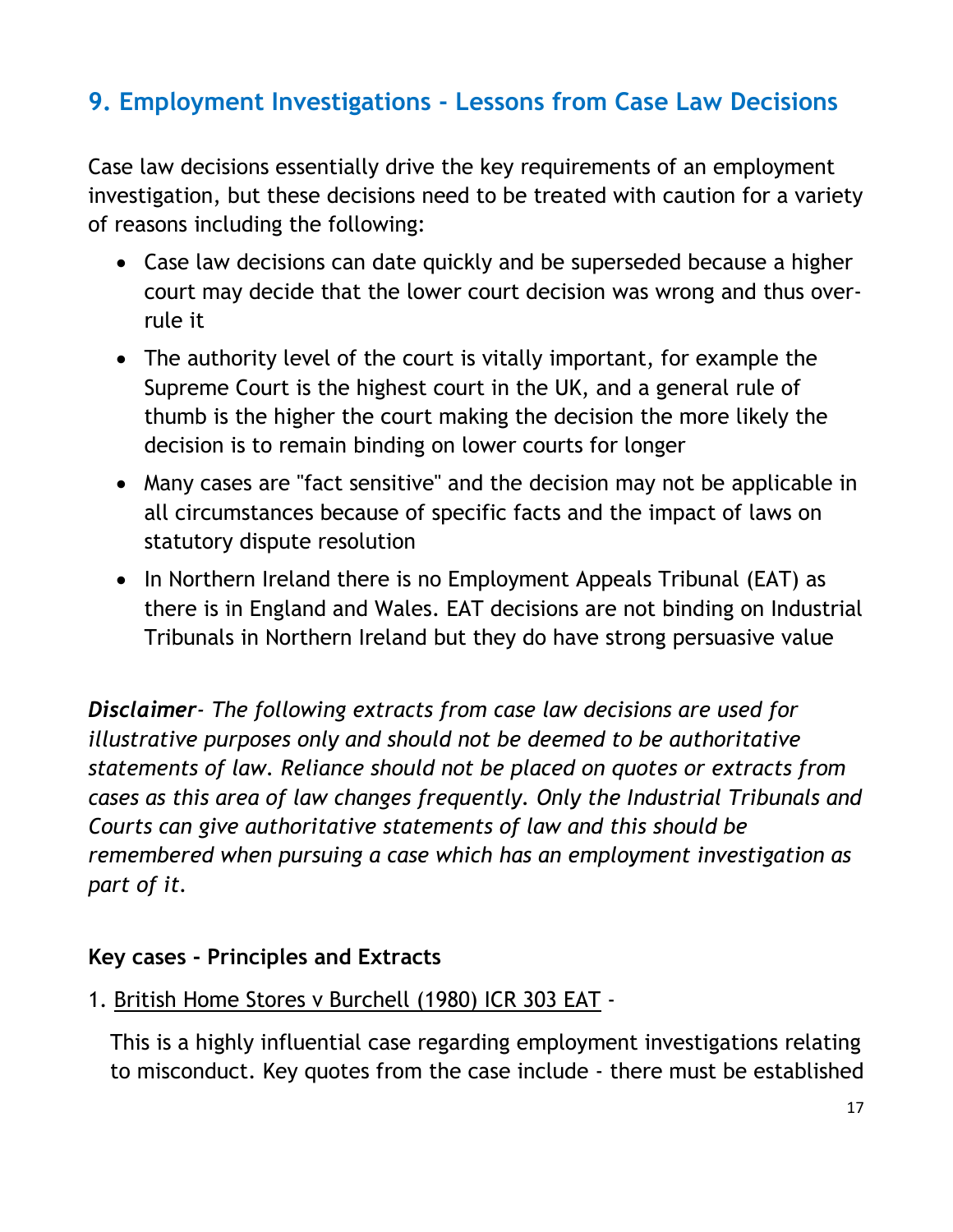## 9. Employment Investigations - Lessons from Case Law Decisions

Case law decisions essentially drive the key requirements of an employment investigation, but these decisions need to be treated with caution for a variety of reasons including the following:

- Case law decisions can date quickly and be superseded because a higher court may decide that the lower court decision was wrong and thus over-rule it
- The authority level of the court is vitally important, for example the Supreme Court is the highest court in the UK, and a general rule of thumb is the higher the court making the decision the more likely the decision is to remain binding on lower courts for longer
- Many cases are "fact sensitive" and the decision may not be applicable in all circumstances because of specific facts and the impact of laws on statutory dispute resolution
- In Northern Ireland there is no Employment Appeals Tribunal (EAT) as there is in England and Wales. EAT decisions are not binding on Industrial Tribunals in Northern Ireland but they do have strong persuasive value

***Disclaimer**- The following extracts from case law decisions are used for illustrative purposes only and should not be deemed to be authoritative statements of law. Reliance should not be placed on quotes or extracts from cases as this area of law changes frequently. Only the Industrial Tribunals and Courts can give authoritative statements of law and this should be remembered when pursuing a case which has an employment investigation as part of it.*

**Key cases - Principles and Extracts**

1. British Home Stores v Burchell (1980) ICR 303 EAT -

   This is a highly influential case regarding employment investigations relating to misconduct. Key quotes from the case include - there must be established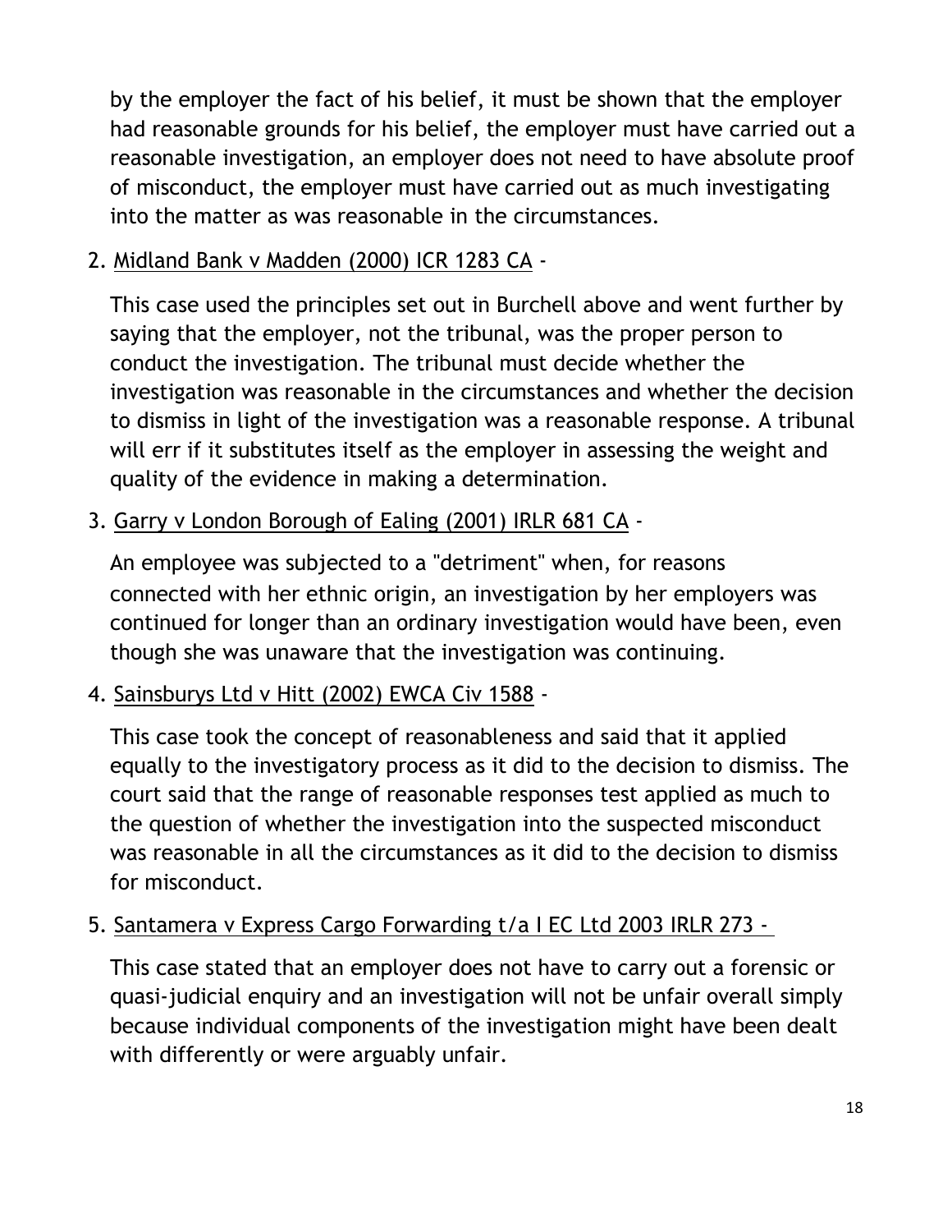by the employer the fact of his belief, it must be shown that the employer had reasonable grounds for his belief, the employer must have carried out a reasonable investigation, an employer does not need to have absolute proof of misconduct, the employer must have carried out as much investigating into the matter as was reasonable in the circumstances.

2. Midland Bank v Madden (2000) ICR 1283 CA -

   This case used the principles set out in Burchell above and went further by saying that the employer, not the tribunal, was the proper person to conduct the investigation. The tribunal must decide whether the investigation was reasonable in the circumstances and whether the decision to dismiss in light of the investigation was a reasonable response. A tribunal will err if it substitutes itself as the employer in assessing the weight and quality of the evidence in making a determination.

3. Garry v London Borough of Ealing (2001) IRLR 681 CA -

   An employee was subjected to a "detriment" when, for reasons connected with her ethnic origin, an investigation by her employers was continued for longer than an ordinary investigation would have been, even though she was unaware that the investigation was continuing.

4. Sainsburys Ltd v Hitt (2002) EWCA Civ 1588 -

   This case took the concept of reasonableness and said that it applied equally to the investigatory process as it did to the decision to dismiss. The court said that the range of reasonable responses test applied as much to the question of whether the investigation into the suspected misconduct was reasonable in all the circumstances as it did to the decision to dismiss for misconduct.

5. Santamera v Express Cargo Forwarding t/a I EC Ltd 2003 IRLR 273 -

   This case stated that an employer does not have to carry out a forensic or quasi-judicial enquiry and an investigation will not be unfair overall simply because individual components of the investigation might have been dealt with differently or were arguably unfair.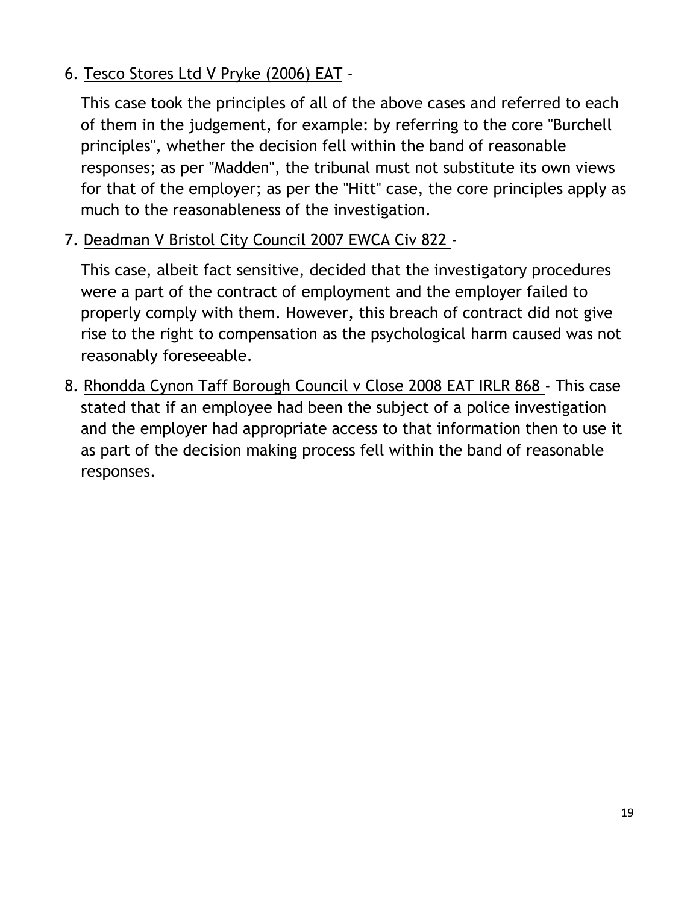6. <u>Tesco Stores Ltd V Pryke (2006) EAT</u> -

   This case took the principles of all of the above cases and referred to each of them in the judgement, for example: by referring to the core "Burchell principles", whether the decision fell within the band of reasonable responses; as per "Madden", the tribunal must not substitute its own views for that of the employer; as per the "Hitt" case, the core principles apply as much to the reasonableness of the investigation.

7. <u>Deadman V Bristol City Council 2007 EWCA Civ 822</u> -

   This case, albeit fact sensitive, decided that the investigatory procedures were a part of the contract of employment and the employer failed to properly comply with them. However, this breach of contract did not give rise to the right to compensation as the psychological harm caused was not reasonably foreseeable.

8. <u>Rhondda Cynon Taff Borough Council v Close 2008 EAT IRLR 868</u> - This case stated that if an employee had been the subject of a police investigation and the employer had appropriate access to that information then to use it as part of the decision making process fell within the band of reasonable responses.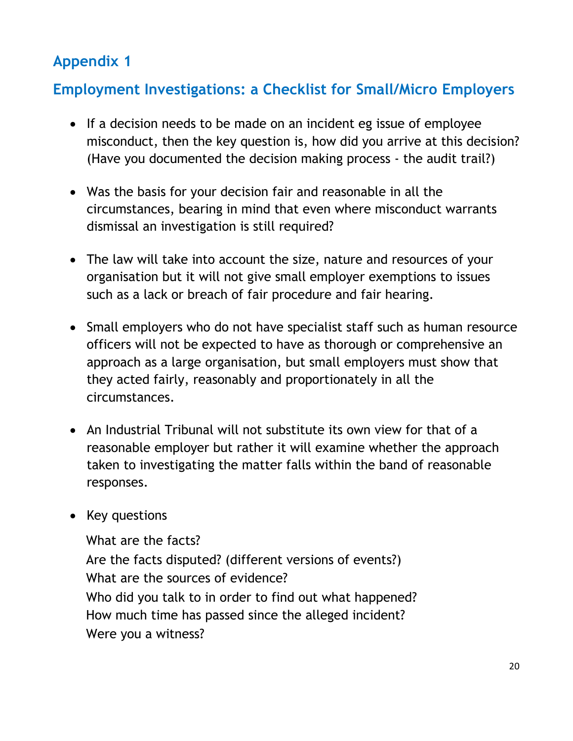## Appendix 1

## Employment Investigations: a Checklist for Small/Micro Employers

- If a decision needs to be made on an incident eg issue of employee misconduct, then the key question is, how did you arrive at this decision? (Have you documented the decision making process - the audit trail?)

- Was the basis for your decision fair and reasonable in all the circumstances, bearing in mind that even where misconduct warrants dismissal an investigation is still required?

- The law will take into account the size, nature and resources of your organisation but it will not give small employer exemptions to issues such as a lack or breach of fair procedure and fair hearing.

- Small employers who do not have specialist staff such as human resource officers will not be expected to have as thorough or comprehensive an approach as a large organisation, but small employers must show that they acted fairly, reasonably and proportionately in all the circumstances.

- An Industrial Tribunal will not substitute its own view for that of a reasonable employer but rather it will examine whether the approach taken to investigating the matter falls within the band of reasonable responses.

- Key questions

  What are the facts?
  Are the facts disputed? (different versions of events?)
  What are the sources of evidence?
  Who did you talk to in order to find out what happened?
  How much time has passed since the alleged incident?
  Were you a witness?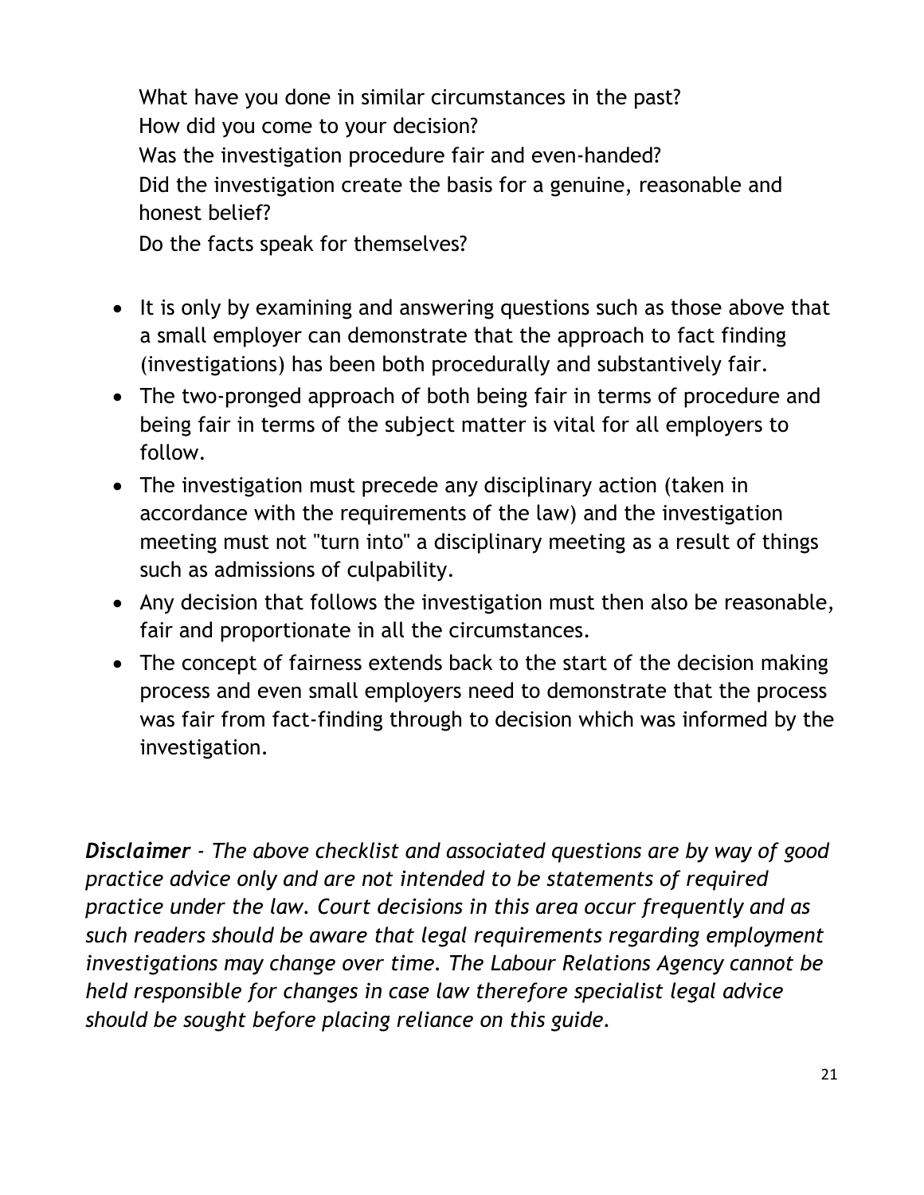What have you done in similar circumstances in the past?
How did you come to your decision?
Was the investigation procedure fair and even-handed?
Did the investigation create the basis for a genuine, reasonable and honest belief?
Do the facts speak for themselves?

- It is only by examining and answering questions such as those above that a small employer can demonstrate that the approach to fact finding (investigations) has been both procedurally and substantively fair.
- The two-pronged approach of both being fair in terms of procedure and being fair in terms of the subject matter is vital for all employers to follow.
- The investigation must precede any disciplinary action (taken in accordance with the requirements of the law) and the investigation meeting must not "turn into" a disciplinary meeting as a result of things such as admissions of culpability.
- Any decision that follows the investigation must then also be reasonable, fair and proportionate in all the circumstances.
- The concept of fairness extends back to the start of the decision making process and even small employers need to demonstrate that the process was fair from fact-finding through to decision which was informed by the investigation.

***Disclaimer*** *- The above checklist and associated questions are by way of good practice advice only and are not intended to be statements of required practice under the law. Court decisions in this area occur frequently and as such readers should be aware that legal requirements regarding employment investigations may change over time. The Labour Relations Agency cannot be held responsible for changes in case law therefore specialist legal advice should be sought before placing reliance on this guide.*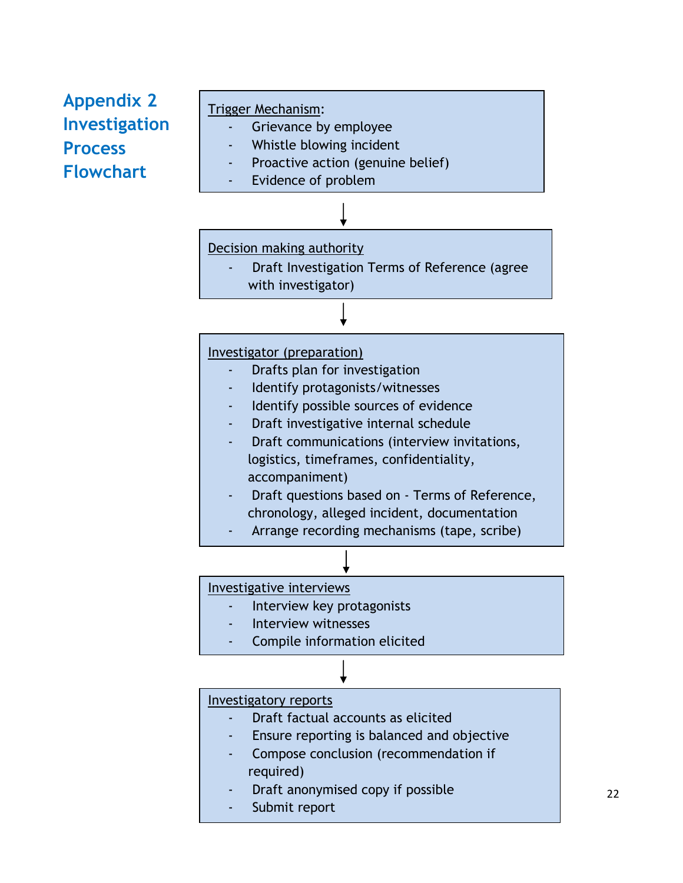# Appendix 2 Investigation Process Flowchart

**Trigger Mechanism:**

- Grievance by employee
- Whistle blowing incident
- Proactive action (genuine belief)
- Evidence of problem

↓

**Decision making authority**

- Draft Investigation Terms of Reference (agree with investigator)

↓

**Investigator (preparation)**

- Drafts plan for investigation
- Identify protagonists/witnesses
- Identify possible sources of evidence
- Draft investigative internal schedule
- Draft communications (interview invitations, logistics, timeframes, confidentiality, accompaniment)
- Draft questions based on - Terms of Reference, chronology, alleged incident, documentation
- Arrange recording mechanisms (tape, scribe)

↓

**Investigative interviews**

- Interview key protagonists
- Interview witnesses
- Compile information elicited

↓

**Investigatory reports**

- Draft factual accounts as elicited
- Ensure reporting is balanced and objective
- Compose conclusion (recommendation if required)
- Draft anonymised copy if possible
- Submit report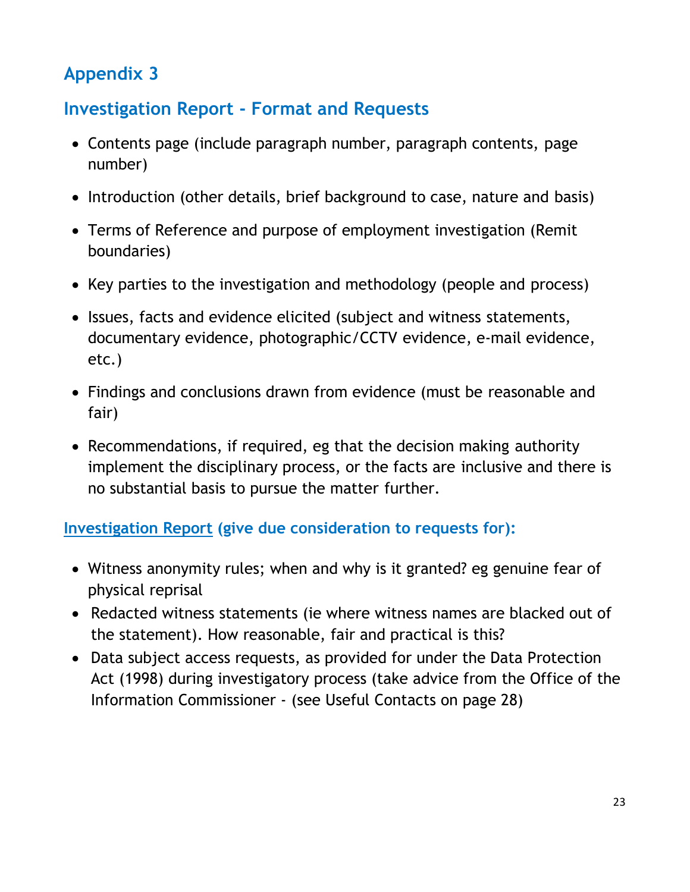## Appendix 3

## Investigation Report - Format and Requests

- Contents page (include paragraph number, paragraph contents, page number)
- Introduction (other details, brief background to case, nature and basis)
- Terms of Reference and purpose of employment investigation (Remit boundaries)
- Key parties to the investigation and methodology (people and process)
- Issues, facts and evidence elicited (subject and witness statements, documentary evidence, photographic/CCTV evidence, e-mail evidence, etc.)
- Findings and conclusions drawn from evidence (must be reasonable and fair)
- Recommendations, if required, eg that the decision making authority implement the disciplinary process, or the facts are inclusive and there is no substantial basis to pursue the matter further.

### Investigation Report (give due consideration to requests for):

- Witness anonymity rules; when and why is it granted? eg genuine fear of physical reprisal
- Redacted witness statements (ie where witness names are blacked out of the statement). How reasonable, fair and practical is this?
- Data subject access requests, as provided for under the Data Protection Act (1998) during investigatory process (take advice from the Office of the Information Commissioner - (see Useful Contacts on page 28)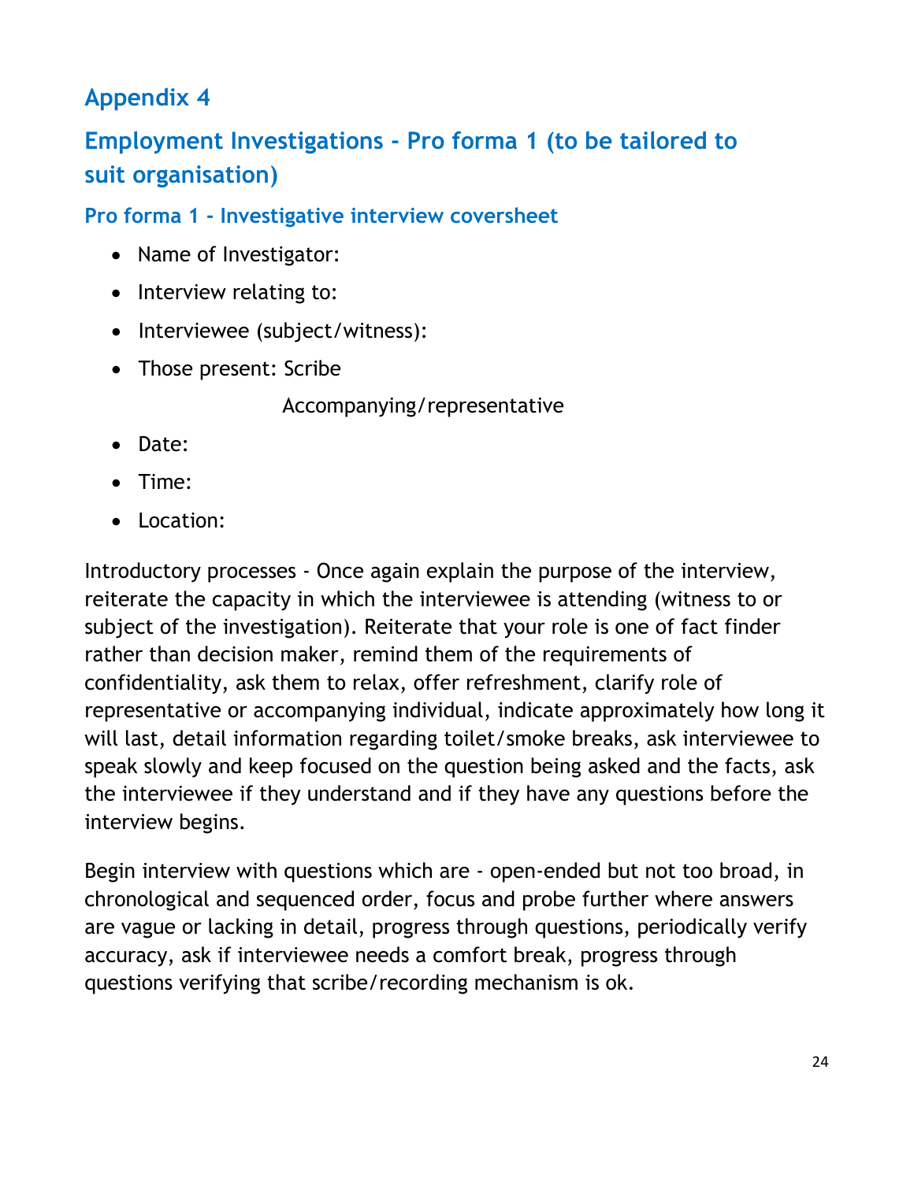## Appendix 4

## Employment Investigations - Pro forma 1 (to be tailored to suit organisation)

### Pro forma 1 - Investigative interview coversheet

- Name of Investigator:
- Interview relating to:
- Interviewee (subject/witness):
- Those present: Scribe

  Accompanying/representative
- Date:
- Time:
- Location:

Introductory processes - Once again explain the purpose of the interview, reiterate the capacity in which the interviewee is attending (witness to or subject of the investigation). Reiterate that your role is one of fact finder rather than decision maker, remind them of the requirements of confidentiality, ask them to relax, offer refreshment, clarify role of representative or accompanying individual, indicate approximately how long it will last, detail information regarding toilet/smoke breaks, ask interviewee to speak slowly and keep focused on the question being asked and the facts, ask the interviewee if they understand and if they have any questions before the interview begins.

Begin interview with questions which are - open-ended but not too broad, in chronological and sequenced order, focus and probe further where answers are vague or lacking in detail, progress through questions, periodically verify accuracy, ask if interviewee needs a comfort break, progress through questions verifying that scribe/recording mechanism is ok.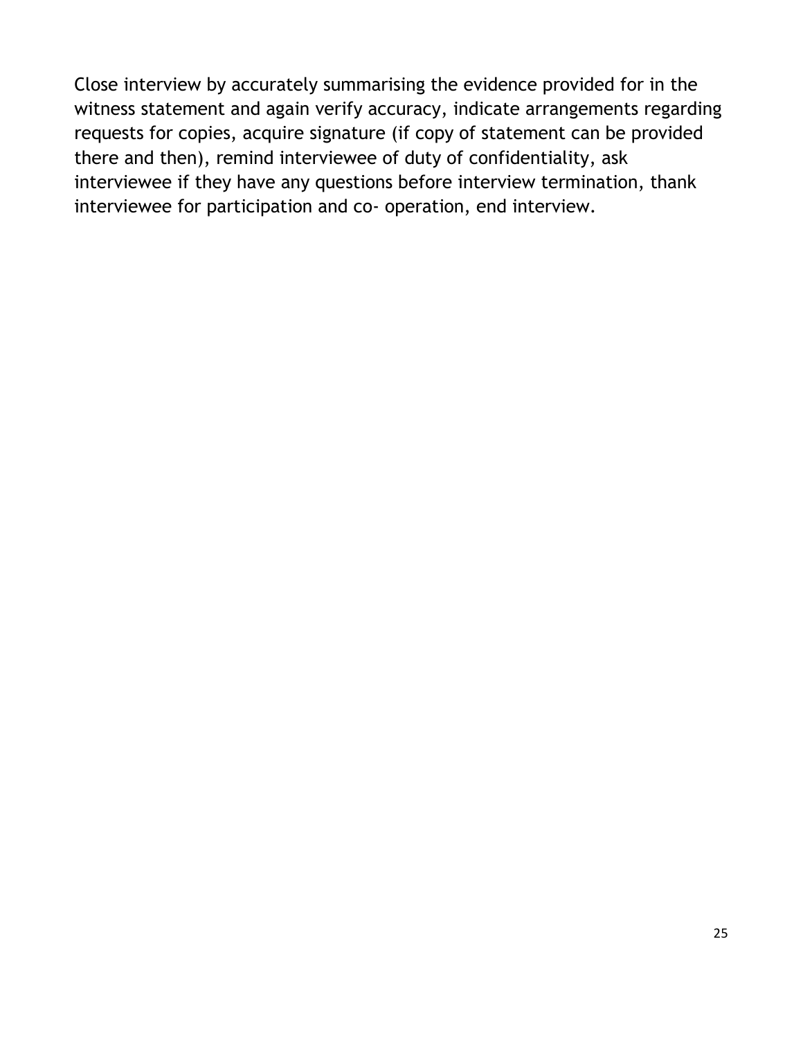Close interview by accurately summarising the evidence provided for in the witness statement and again verify accuracy, indicate arrangements regarding requests for copies, acquire signature (if copy of statement can be provided there and then), remind interviewee of duty of confidentiality, ask interviewee if they have any questions before interview termination, thank interviewee for participation and co- operation, end interview.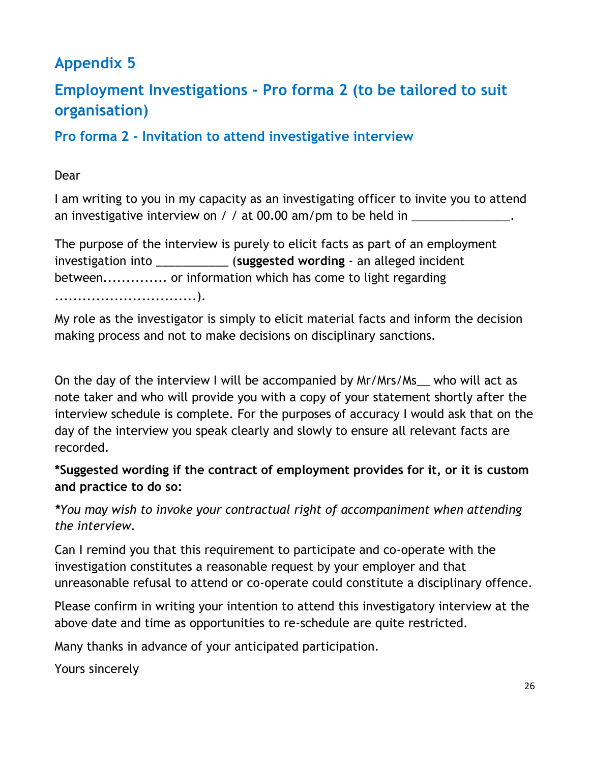## Appendix 5

## Employment Investigations - Pro forma 2 (to be tailored to suit organisation)

### Pro forma 2 - Invitation to attend investigative interview

Dear

I am writing to you in my capacity as an investigating officer to invite you to attend an investigative interview on / / at 00.00 am/pm to be held in _______________.

The purpose of the interview is purely to elicit facts as part of an employment investigation into ___________ (**suggested wording** - an alleged incident between............. or information which has come to light regarding ...............................).

My role as the investigator is simply to elicit material facts and inform the decision making process and not to make decisions on disciplinary sanctions.

On the day of the interview I will be accompanied by Mr/Mrs/Ms__ who will act as note taker and who will provide you with a copy of your statement shortly after the interview schedule is complete. For the purposes of accuracy I would ask that on the day of the interview you speak clearly and slowly to ensure all relevant facts are recorded.

**\*Suggested wording if the contract of employment provides for it, or it is custom and practice to do so:**

***You may wish to invoke your contractual right of accompaniment when attending the interview.***

Can I remind you that this requirement to participate and co-operate with the investigation constitutes a reasonable request by your employer and that unreasonable refusal to attend or co-operate could constitute a disciplinary offence.

Please confirm in writing your intention to attend this investigatory interview at the above date and time as opportunities to re-schedule are quite restricted.

Many thanks in advance of your anticipated participation.

Yours sincerely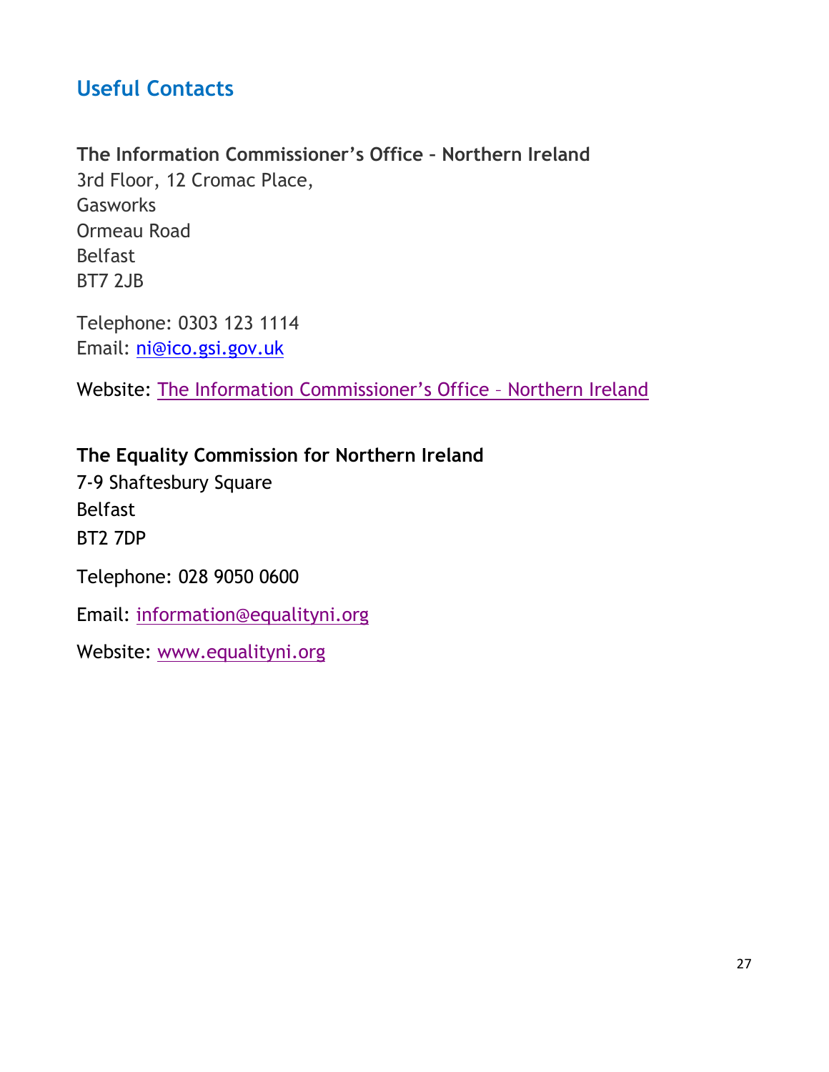## Useful Contacts

**The Information Commissioner's Office – Northern Ireland**
3rd Floor, 12 Cromac Place,
Gasworks
Ormeau Road
Belfast
BT7 2JB

Telephone: 0303 123 1114
Email: ni@ico.gsi.gov.uk

Website: The Information Commissioner's Office – Northern Ireland

**The Equality Commission for Northern Ireland**
7-9 Shaftesbury Square
Belfast
BT2 7DP

Telephone: 028 9050 0600

Email: information@equalityni.org

Website: www.equalityni.org